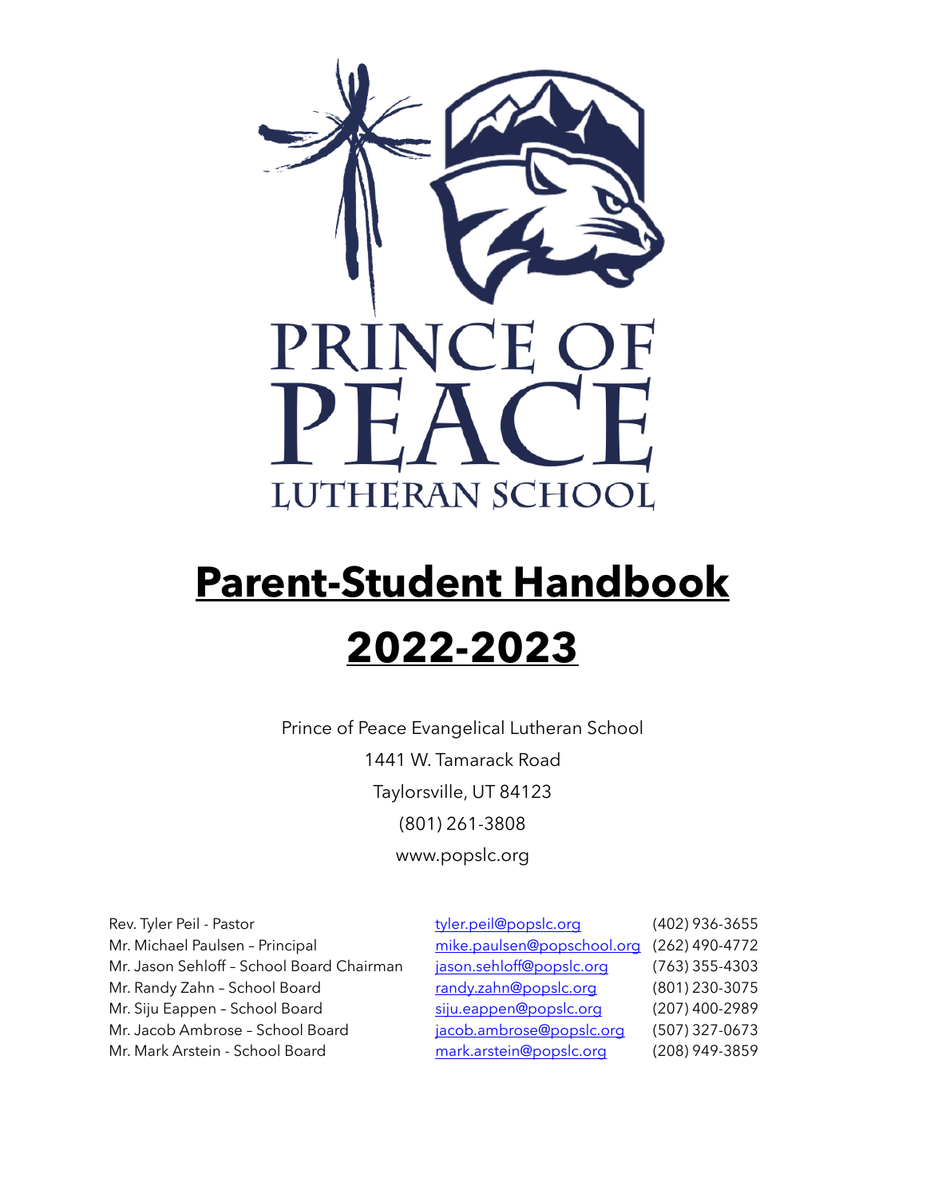# Parent-Student Handbook

# 2022-2023

Prince of Peace Evangelical Lutheran School

1441 W. Tamarack Road

Taylorsville, UT 84123

(801) 261-3808

www.popslc.org

| | | |
|---|---|---|
| Rev. Tyler Peil - Pastor | tyler.peil@popslc.org | (402) 936-3655 |
| Mr. Michael Paulsen – Principal | mike.paulsen@popschool.org | (262) 490-4772 |
| Mr. Jason Sehloff – School Board Chairman | jason.sehloff@popslc.org | (763) 355-4303 |
| Mr. Randy Zahn – School Board | randy.zahn@popslc.org | (801) 230-3075 |
| Mr. Siju Eappen – School Board | siju.eappen@popslc.org | (207) 400-2989 |
| Mr. Jacob Ambrose – School Board | jacob.ambrose@popslc.org | (507) 327-0673 |
| Mr. Mark Arstein - School Board | mark.arstein@popslc.org | (208) 949-3859 |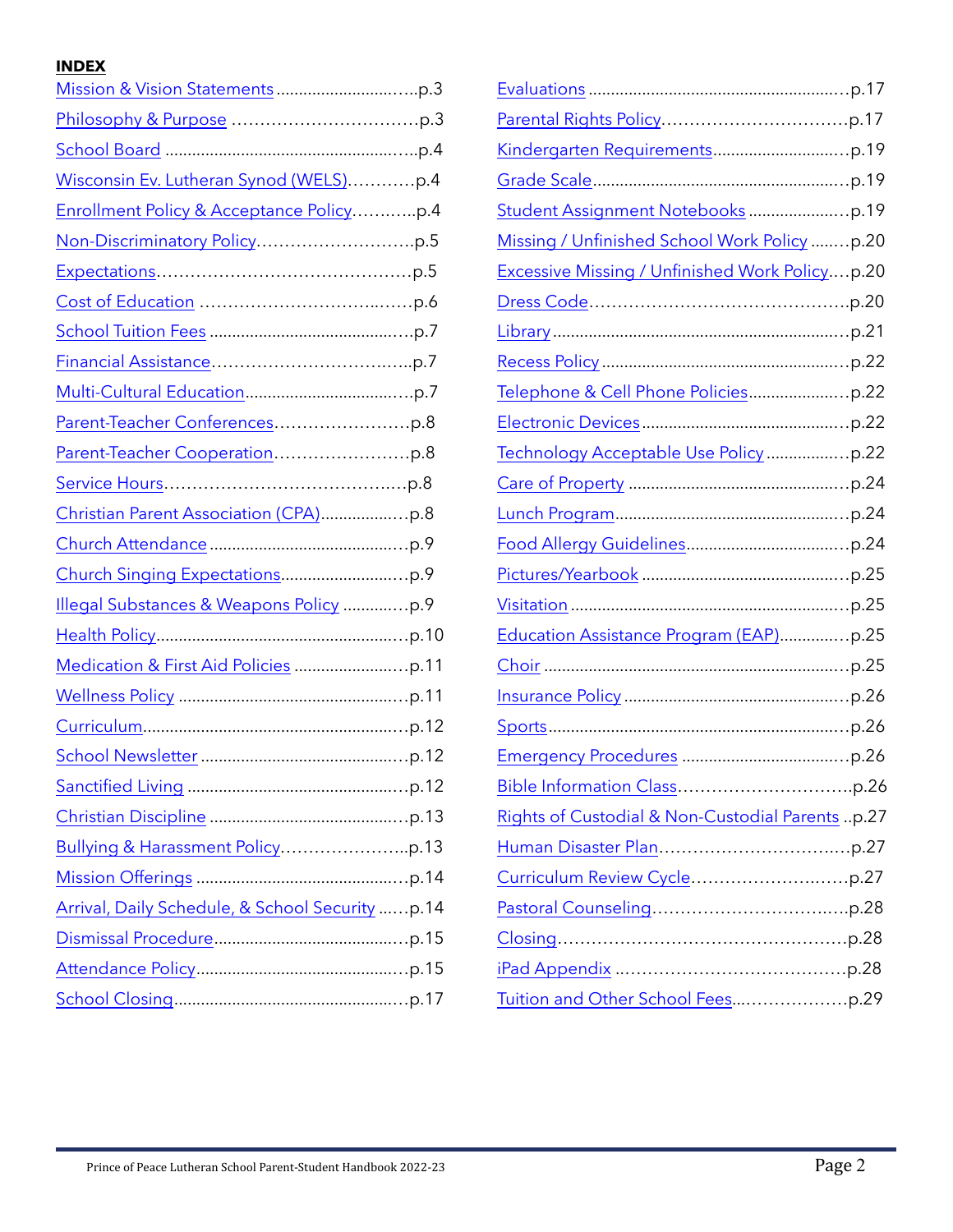**INDEX**

- Mission & Vision Statements ....................p.3
- Philosophy & Purpose ....................p.3
- School Board ....................p.4
- Wisconsin Ev. Lutheran Synod (WELS) ....................p.4
- Enrollment Policy & Acceptance Policy ....................p.4
- Non-Discriminatory Policy ....................p.5
- Expectations ....................p.5
- Cost of Education ....................p.6
- School Tuition Fees ....................p.7
- Financial Assistance ....................p.7
- Multi-Cultural Education ....................p.7
- Parent-Teacher Conferences ....................p.8
- Parent-Teacher Cooperation ....................p.8
- Service Hours ....................p.8
- Christian Parent Association (CPA) ....................p.8
- Church Attendance ....................p.9
- Church Singing Expectations ....................p.9
- Illegal Substances & Weapons Policy ....................p.9
- Health Policy ....................p.10
- Medication & First Aid Policies ....................p.11
- Wellness Policy ....................p.11
- Curriculum ....................p.12
- School Newsletter ....................p.12
- Sanctified Living ....................p.12
- Christian Discipline ....................p.13
- Bullying & Harassment Policy ....................p.13
- Mission Offerings ....................p.14
- Arrival, Daily Schedule, & School Security ....................p.14
- Dismissal Procedure ....................p.15
- Attendance Policy ....................p.15
- School Closing ....................p.17
- Evaluations ....................p.17
- Parental Rights Policy ....................p.17
- Kindergarten Requirements ....................p.19
- Grade Scale ....................p.19
- Student Assignment Notebooks ....................p.19
- Missing / Unfinished School Work Policy ....................p.20
- Excessive Missing / Unfinished Work Policy ....................p.20
- Dress Code ....................p.20
- Library ....................p.21
- Recess Policy ....................p.22
- Telephone & Cell Phone Policies ....................p.22
- Electronic Devices ....................p.22
- Technology Acceptable Use Policy ....................p.22
- Care of Property ....................p.24
- Lunch Program ....................p.24
- Food Allergy Guidelines ....................p.24
- Pictures/Yearbook ....................p.25
- Visitation ....................p.25
- Education Assistance Program (EAP) ....................p.25
- Choir ....................p.25
- Insurance Policy ....................p.26
- Sports ....................p.26
- Emergency Procedures ....................p.26
- Bible Information Class ....................p.26
- Rights of Custodial & Non-Custodial Parents ....................p.27
- Human Disaster Plan ....................p.27
- Curriculum Review Cycle ....................p.27
- Pastoral Counseling ....................p.28
- Closing ....................p.28
- iPad Appendix ....................p.28
- Tuition and Other School Fees ....................p.29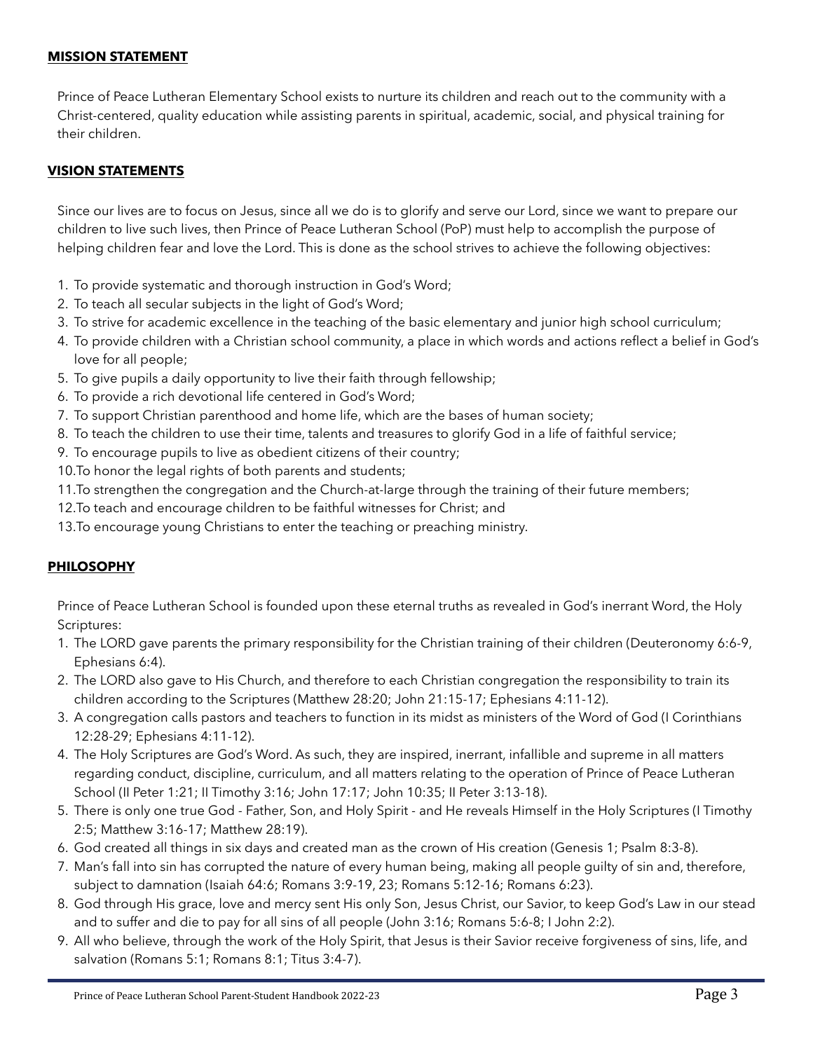## MISSION STATEMENT

Prince of Peace Lutheran Elementary School exists to nurture its children and reach out to the community with a Christ-centered, quality education while assisting parents in spiritual, academic, social, and physical training for their children.

## VISION STATEMENTS

Since our lives are to focus on Jesus, since all we do is to glorify and serve our Lord, since we want to prepare our children to live such lives, then Prince of Peace Lutheran School (PoP) must help to accomplish the purpose of helping children fear and love the Lord. This is done as the school strives to achieve the following objectives:

1. To provide systematic and thorough instruction in God's Word;
2. To teach all secular subjects in the light of God's Word;
3. To strive for academic excellence in the teaching of the basic elementary and junior high school curriculum;
4. To provide children with a Christian school community, a place in which words and actions reflect a belief in God's love for all people;
5. To give pupils a daily opportunity to live their faith through fellowship;
6. To provide a rich devotional life centered in God's Word;
7. To support Christian parenthood and home life, which are the bases of human society;
8. To teach the children to use their time, talents and treasures to glorify God in a life of faithful service;
9. To encourage pupils to live as obedient citizens of their country;
10. To honor the legal rights of both parents and students;
11. To strengthen the congregation and the Church-at-large through the training of their future members;
12. To teach and encourage children to be faithful witnesses for Christ; and
13. To encourage young Christians to enter the teaching or preaching ministry.

## PHILOSOPHY

Prince of Peace Lutheran School is founded upon these eternal truths as revealed in God's inerrant Word, the Holy Scriptures:

1. The LORD gave parents the primary responsibility for the Christian training of their children (Deuteronomy 6:6-9, Ephesians 6:4).
2. The LORD also gave to His Church, and therefore to each Christian congregation the responsibility to train its children according to the Scriptures (Matthew 28:20; John 21:15-17; Ephesians 4:11-12).
3. A congregation calls pastors and teachers to function in its midst as ministers of the Word of God (I Corinthians 12:28-29; Ephesians 4:11-12).
4. The Holy Scriptures are God's Word. As such, they are inspired, inerrant, infallible and supreme in all matters regarding conduct, discipline, curriculum, and all matters relating to the operation of Prince of Peace Lutheran School (II Peter 1:21; II Timothy 3:16; John 17:17; John 10:35; II Peter 3:13-18).
5. There is only one true God - Father, Son, and Holy Spirit - and He reveals Himself in the Holy Scriptures (I Timothy 2:5; Matthew 3:16-17; Matthew 28:19).
6. God created all things in six days and created man as the crown of His creation (Genesis 1; Psalm 8:3-8).
7. Man's fall into sin has corrupted the nature of every human being, making all people guilty of sin and, therefore, subject to damnation (Isaiah 64:6; Romans 3:9-19, 23; Romans 5:12-16; Romans 6:23).
8. God through His grace, love and mercy sent His only Son, Jesus Christ, our Savior, to keep God's Law in our stead and to suffer and die to pay for all sins of all people (John 3:16; Romans 5:6-8; I John 2:2).
9. All who believe, through the work of the Holy Spirit, that Jesus is their Savior receive forgiveness of sins, life, and salvation (Romans 5:1; Romans 8:1; Titus 3:4-7).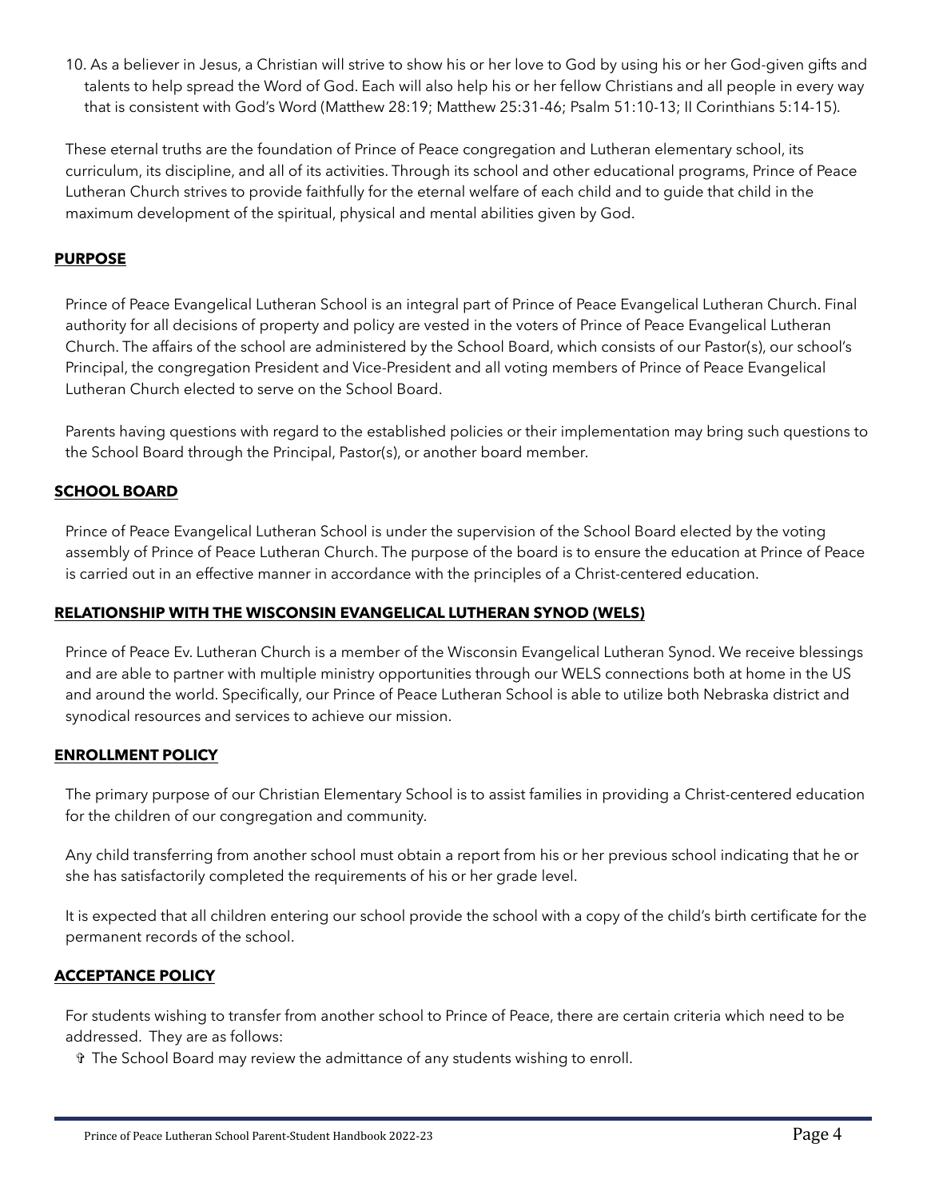10. As a believer in Jesus, a Christian will strive to show his or her love to God by using his or her God-given gifts and talents to help spread the Word of God. Each will also help his or her fellow Christians and all people in every way that is consistent with God's Word (Matthew 28:19; Matthew 25:31-46; Psalm 51:10-13; II Corinthians 5:14-15).

These eternal truths are the foundation of Prince of Peace congregation and Lutheran elementary school, its curriculum, its discipline, and all of its activities. Through its school and other educational programs, Prince of Peace Lutheran Church strives to provide faithfully for the eternal welfare of each child and to guide that child in the maximum development of the spiritual, physical and mental abilities given by God.

## PURPOSE

Prince of Peace Evangelical Lutheran School is an integral part of Prince of Peace Evangelical Lutheran Church. Final authority for all decisions of property and policy are vested in the voters of Prince of Peace Evangelical Lutheran Church. The affairs of the school are administered by the School Board, which consists of our Pastor(s), our school's Principal, the congregation President and Vice-President and all voting members of Prince of Peace Evangelical Lutheran Church elected to serve on the School Board.

Parents having questions with regard to the established policies or their implementation may bring such questions to the School Board through the Principal, Pastor(s), or another board member.

## SCHOOL BOARD

Prince of Peace Evangelical Lutheran School is under the supervision of the School Board elected by the voting assembly of Prince of Peace Lutheran Church. The purpose of the board is to ensure the education at Prince of Peace is carried out in an effective manner in accordance with the principles of a Christ-centered education.

## RELATIONSHIP WITH THE WISCONSIN EVANGELICAL LUTHERAN SYNOD (WELS)

Prince of Peace Ev. Lutheran Church is a member of the Wisconsin Evangelical Lutheran Synod. We receive blessings and are able to partner with multiple ministry opportunities through our WELS connections both at home in the US and around the world. Specifically, our Prince of Peace Lutheran School is able to utilize both Nebraska district and synodical resources and services to achieve our mission.

## ENROLLMENT POLICY

The primary purpose of our Christian Elementary School is to assist families in providing a Christ-centered education for the children of our congregation and community.

Any child transferring from another school must obtain a report from his or her previous school indicating that he or she has satisfactorily completed the requirements of his or her grade level.

It is expected that all children entering our school provide the school with a copy of the child's birth certificate for the permanent records of the school.

## ACCEPTANCE POLICY

For students wishing to transfer from another school to Prince of Peace, there are certain criteria which need to be addressed. They are as follows:

- The School Board may review the admittance of any students wishing to enroll.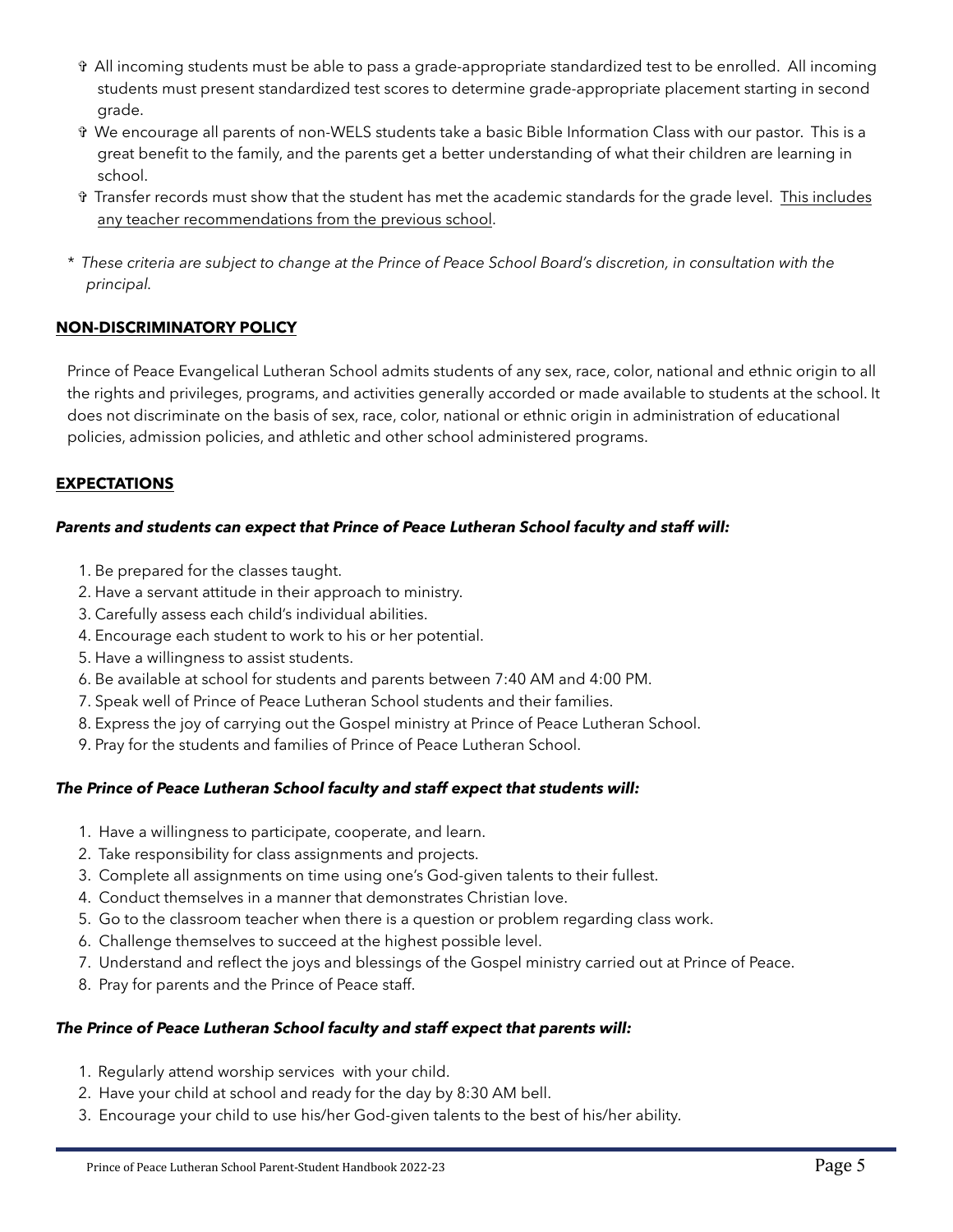- ✞ All incoming students must be able to pass a grade-appropriate standardized test to be enrolled. All incoming students must present standardized test scores to determine grade-appropriate placement starting in second grade.
- ✞ We encourage all parents of non-WELS students take a basic Bible Information Class with our pastor. This is a great benefit to the family, and the parents get a better understanding of what their children are learning in school.
- ✞ Transfer records must show that the student has met the academic standards for the grade level. <u>This includes any teacher recommendations from the previous school</u>.

\* *These criteria are subject to change at the Prince of Peace School Board's discretion, in consultation with the principal.*

## NON-DISCRIMINATORY POLICY

Prince of Peace Evangelical Lutheran School admits students of any sex, race, color, national and ethnic origin to all the rights and privileges, programs, and activities generally accorded or made available to students at the school. It does not discriminate on the basis of sex, race, color, national or ethnic origin in administration of educational policies, admission policies, and athletic and other school administered programs.

## EXPECTATIONS

***Parents and students can expect that Prince of Peace Lutheran School faculty and staff will:***

1. Be prepared for the classes taught.
2. Have a servant attitude in their approach to ministry.
3. Carefully assess each child's individual abilities.
4. Encourage each student to work to his or her potential.
5. Have a willingness to assist students.
6. Be available at school for students and parents between 7:40 AM and 4:00 PM.
7. Speak well of Prince of Peace Lutheran School students and their families.
8. Express the joy of carrying out the Gospel ministry at Prince of Peace Lutheran School.
9. Pray for the students and families of Prince of Peace Lutheran School.

***The Prince of Peace Lutheran School faculty and staff expect that students will:***

1. Have a willingness to participate, cooperate, and learn.
2. Take responsibility for class assignments and projects.
3. Complete all assignments on time using one's God-given talents to their fullest.
4. Conduct themselves in a manner that demonstrates Christian love.
5. Go to the classroom teacher when there is a question or problem regarding class work.
6. Challenge themselves to succeed at the highest possible level.
7. Understand and reflect the joys and blessings of the Gospel ministry carried out at Prince of Peace.
8. Pray for parents and the Prince of Peace staff.

***The Prince of Peace Lutheran School faculty and staff expect that parents will:***

1. Regularly attend worship services with your child.
2. Have your child at school and ready for the day by 8:30 AM bell.
3. Encourage your child to use his/her God-given talents to the best of his/her ability.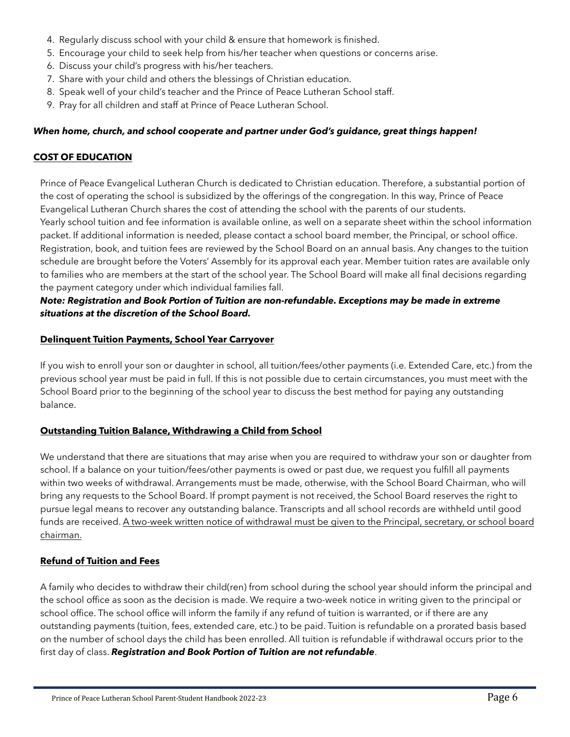4. Regularly discuss school with your child & ensure that homework is finished.
5. Encourage your child to seek help from his/her teacher when questions or concerns arise.
6. Discuss your child's progress with his/her teachers.
7. Share with your child and others the blessings of Christian education.
8. Speak well of your child's teacher and the Prince of Peace Lutheran School staff.
9. Pray for all children and staff at Prince of Peace Lutheran School.

***When home, church, and school cooperate and partner under God's guidance, great things happen!***

## COST OF EDUCATION

Prince of Peace Evangelical Lutheran Church is dedicated to Christian education. Therefore, a substantial portion of the cost of operating the school is subsidized by the offerings of the congregation. In this way, Prince of Peace Evangelical Lutheran Church shares the cost of attending the school with the parents of our students.
Yearly school tuition and fee information is available online, as well on a separate sheet within the school information packet. If additional information is needed, please contact a school board member, the Principal, or school office. Registration, book, and tuition fees are reviewed by the School Board on an annual basis. Any changes to the tuition schedule are brought before the Voters' Assembly for its approval each year. Member tuition rates are available only to families who are members at the start of the school year. The School Board will make all final decisions regarding the payment category under which individual families fall.

***Note: Registration and Book Portion of Tuition are non-refundable. Exceptions may be made in extreme situations at the discretion of the School Board.***

### Delinquent Tuition Payments, School Year Carryover

If you wish to enroll your son or daughter in school, all tuition/fees/other payments (i.e. Extended Care, etc.) from the previous school year must be paid in full. If this is not possible due to certain circumstances, you must meet with the School Board prior to the beginning of the school year to discuss the best method for paying any outstanding balance.

### Outstanding Tuition Balance, Withdrawing a Child from School

We understand that there are situations that may arise when you are required to withdraw your son or daughter from school. If a balance on your tuition/fees/other payments is owed or past due, we request you fulfill all payments within two weeks of withdrawal. Arrangements must be made, otherwise, with the School Board Chairman, who will bring any requests to the School Board. If prompt payment is not received, the School Board reserves the right to pursue legal means to recover any outstanding balance. Transcripts and all school records are withheld until good funds are received. A two-week written notice of withdrawal must be given to the Principal, secretary, or school board chairman.

### Refund of Tuition and Fees

A family who decides to withdraw their child(ren) from school during the school year should inform the principal and the school office as soon as the decision is made. We require a two-week notice in writing given to the principal or school office. The school office will inform the family if any refund of tuition is warranted, or if there are any outstanding payments (tuition, fees, extended care, etc.) to be paid. Tuition is refundable on a prorated basis based on the number of school days the child has been enrolled. All tuition is refundable if withdrawal occurs prior to the first day of class. ***Registration and Book Portion of Tuition are not refundable***.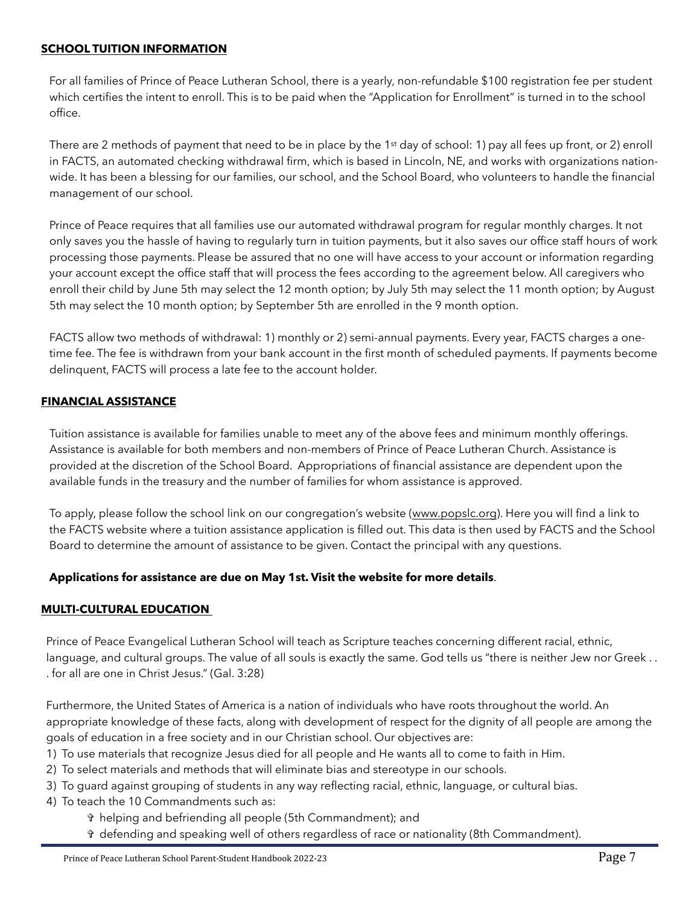## SCHOOL TUITION INFORMATION

For all families of Prince of Peace Lutheran School, there is a yearly, non-refundable $100 registration fee per student which certifies the intent to enroll. This is to be paid when the "Application for Enrollment" is turned in to the school office.

There are 2 methods of payment that need to be in place by the 1st day of school: 1) pay all fees up front, or 2) enroll in FACTS, an automated checking withdrawal firm, which is based in Lincoln, NE, and works with organizations nation-wide. It has been a blessing for our families, our school, and the School Board, who volunteers to handle the financial management of our school.

Prince of Peace requires that all families use our automated withdrawal program for regular monthly charges. It not only saves you the hassle of having to regularly turn in tuition payments, but it also saves our office staff hours of work processing those payments. Please be assured that no one will have access to your account or information regarding your account except the office staff that will process the fees according to the agreement below. All caregivers who enroll their child by June 5th may select the 12 month option; by July 5th may select the 11 month option; by August 5th may select the 10 month option; by September 5th are enrolled in the 9 month option.

FACTS allow two methods of withdrawal: 1) monthly or 2) semi-annual payments. Every year, FACTS charges a one-time fee. The fee is withdrawn from your bank account in the first month of scheduled payments. If payments become delinquent, FACTS will process a late fee to the account holder.

## FINANCIAL ASSISTANCE

Tuition assistance is available for families unable to meet any of the above fees and minimum monthly offerings. Assistance is available for both members and non-members of Prince of Peace Lutheran Church. Assistance is provided at the discretion of the School Board. Appropriations of financial assistance are dependent upon the available funds in the treasury and the number of families for whom assistance is approved.

To apply, please follow the school link on our congregation's website (www.popslc.org). Here you will find a link to the FACTS website where a tuition assistance application is filled out. This data is then used by FACTS and the School Board to determine the amount of assistance to be given. Contact the principal with any questions.

**Applications for assistance are due on May 1st. Visit the website for more details**.

## MULTI-CULTURAL EDUCATION

Prince of Peace Evangelical Lutheran School will teach as Scripture teaches concerning different racial, ethnic, language, and cultural groups. The value of all souls is exactly the same. God tells us "there is neither Jew nor Greek . . . for all are one in Christ Jesus." (Gal. 3:28)

Furthermore, the United States of America is a nation of individuals who have roots throughout the world. An appropriate knowledge of these facts, along with development of respect for the dignity of all people are among the goals of education in a free society and in our Christian school. Our objectives are:

1) To use materials that recognize Jesus died for all people and He wants all to come to faith in Him.
2) To select materials and methods that will eliminate bias and stereotype in our schools.
3) To guard against grouping of students in any way reflecting racial, ethnic, language, or cultural bias.
4) To teach the 10 Commandments such as:
    - helping and befriending all people (5th Commandment); and
    - defending and speaking well of others regardless of race or nationality (8th Commandment).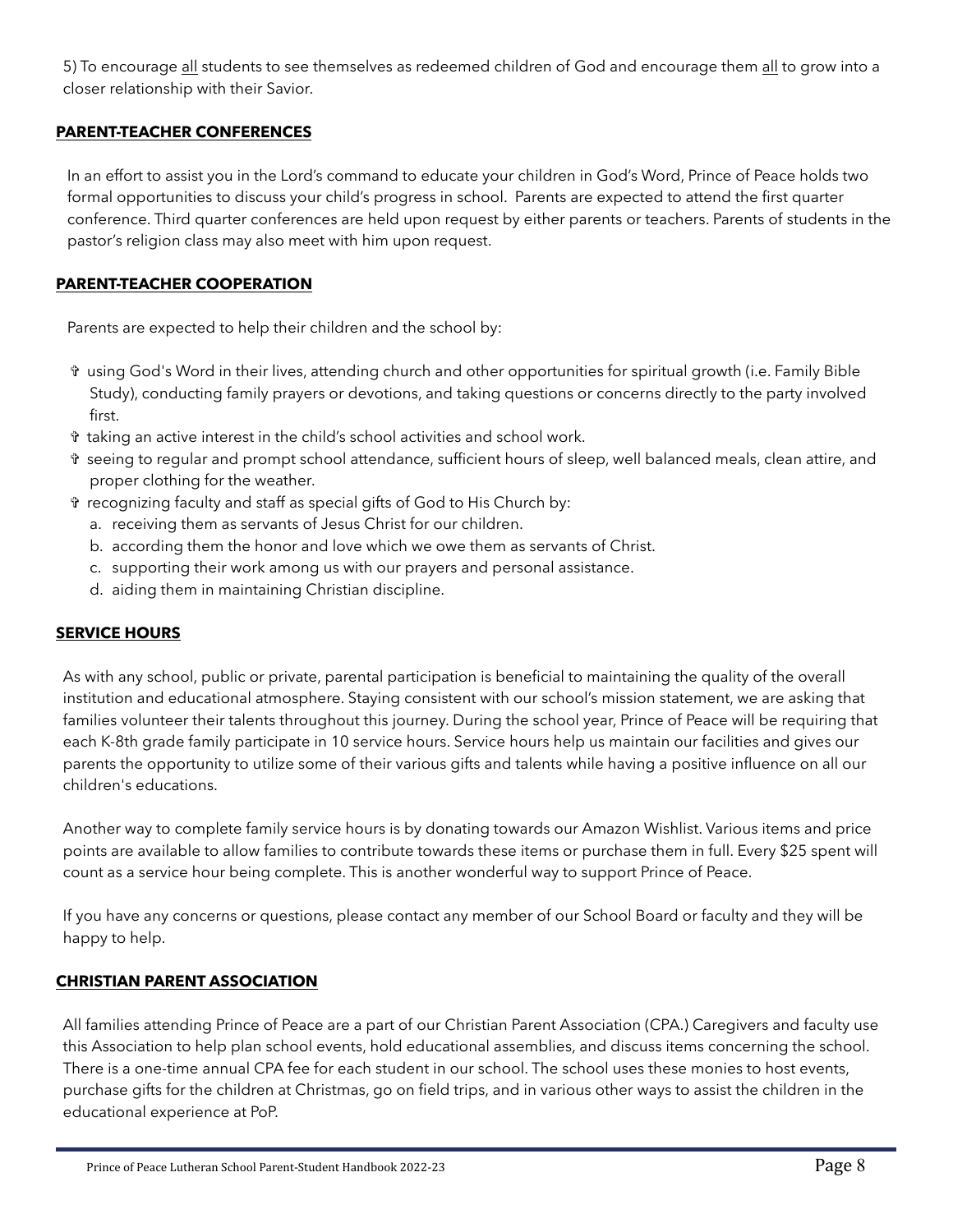5) To encourage all students to see themselves as redeemed children of God and encourage them all to grow into a closer relationship with their Savior.

## **PARENT-TEACHER CONFERENCES**

In an effort to assist you in the Lord's command to educate your children in God's Word, Prince of Peace holds two formal opportunities to discuss your child's progress in school. Parents are expected to attend the first quarter conference. Third quarter conferences are held upon request by either parents or teachers. Parents of students in the pastor's religion class may also meet with him upon request.

## **PARENT-TEACHER COOPERATION**

Parents are expected to help their children and the school by:

- ✞ using God's Word in their lives, attending church and other opportunities for spiritual growth (i.e. Family Bible Study), conducting family prayers or devotions, and taking questions or concerns directly to the party involved first.
- ✞ taking an active interest in the child's school activities and school work.
- ✞ seeing to regular and prompt school attendance, sufficient hours of sleep, well balanced meals, clean attire, and proper clothing for the weather.
- ✞ recognizing faculty and staff as special gifts of God to His Church by:
  a. receiving them as servants of Jesus Christ for our children.
  b. according them the honor and love which we owe them as servants of Christ.
  c. supporting their work among us with our prayers and personal assistance.
  d. aiding them in maintaining Christian discipline.

## **SERVICE HOURS**

As with any school, public or private, parental participation is beneficial to maintaining the quality of the overall institution and educational atmosphere. Staying consistent with our school's mission statement, we are asking that families volunteer their talents throughout this journey. During the school year, Prince of Peace will be requiring that each K-8th grade family participate in 10 service hours. Service hours help us maintain our facilities and gives our parents the opportunity to utilize some of their various gifts and talents while having a positive influence on all our children's educations.

Another way to complete family service hours is by donating towards our Amazon Wishlist. Various items and price points are available to allow families to contribute towards these items or purchase them in full. Every $25 spent will count as a service hour being complete. This is another wonderful way to support Prince of Peace.

If you have any concerns or questions, please contact any member of our School Board or faculty and they will be happy to help.

## **CHRISTIAN PARENT ASSOCIATION**

All families attending Prince of Peace are a part of our Christian Parent Association (CPA.) Caregivers and faculty use this Association to help plan school events, hold educational assemblies, and discuss items concerning the school. There is a one-time annual CPA fee for each student in our school. The school uses these monies to host events, purchase gifts for the children at Christmas, go on field trips, and in various other ways to assist the children in the educational experience at PoP.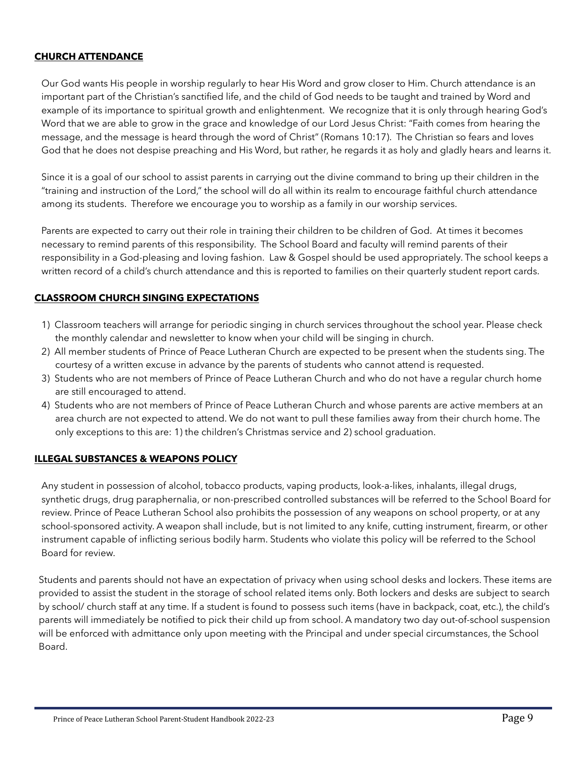## CHURCH ATTENDANCE

Our God wants His people in worship regularly to hear His Word and grow closer to Him. Church attendance is an important part of the Christian's sanctified life, and the child of God needs to be taught and trained by Word and example of its importance to spiritual growth and enlightenment. We recognize that it is only through hearing God's Word that we are able to grow in the grace and knowledge of our Lord Jesus Christ: "Faith comes from hearing the message, and the message is heard through the word of Christ" (Romans 10:17). The Christian so fears and loves God that he does not despise preaching and His Word, but rather, he regards it as holy and gladly hears and learns it.

Since it is a goal of our school to assist parents in carrying out the divine command to bring up their children in the "training and instruction of the Lord," the school will do all within its realm to encourage faithful church attendance among its students. Therefore we encourage you to worship as a family in our worship services.

Parents are expected to carry out their role in training their children to be children of God. At times it becomes necessary to remind parents of this responsibility. The School Board and faculty will remind parents of their responsibility in a God-pleasing and loving fashion. Law & Gospel should be used appropriately. The school keeps a written record of a child's church attendance and this is reported to families on their quarterly student report cards.

## CLASSROOM CHURCH SINGING EXPECTATIONS

1) Classroom teachers will arrange for periodic singing in church services throughout the school year. Please check the monthly calendar and newsletter to know when your child will be singing in church.
2) All member students of Prince of Peace Lutheran Church are expected to be present when the students sing. The courtesy of a written excuse in advance by the parents of students who cannot attend is requested.
3) Students who are not members of Prince of Peace Lutheran Church and who do not have a regular church home are still encouraged to attend.
4) Students who are not members of Prince of Peace Lutheran Church and whose parents are active members at an area church are not expected to attend. We do not want to pull these families away from their church home. The only exceptions to this are: 1) the children's Christmas service and 2) school graduation.

## ILLEGAL SUBSTANCES & WEAPONS POLICY

Any student in possession of alcohol, tobacco products, vaping products, look-a-likes, inhalants, illegal drugs, synthetic drugs, drug paraphernalia, or non-prescribed controlled substances will be referred to the School Board for review. Prince of Peace Lutheran School also prohibits the possession of any weapons on school property, or at any school-sponsored activity. A weapon shall include, but is not limited to any knife, cutting instrument, firearm, or other instrument capable of inflicting serious bodily harm. Students who violate this policy will be referred to the School Board for review.

Students and parents should not have an expectation of privacy when using school desks and lockers. These items are provided to assist the student in the storage of school related items only. Both lockers and desks are subject to search by school/ church staff at any time. If a student is found to possess such items (have in backpack, coat, etc.), the child's parents will immediately be notified to pick their child up from school. A mandatory two day out-of-school suspension will be enforced with admittance only upon meeting with the Principal and under special circumstances, the School Board.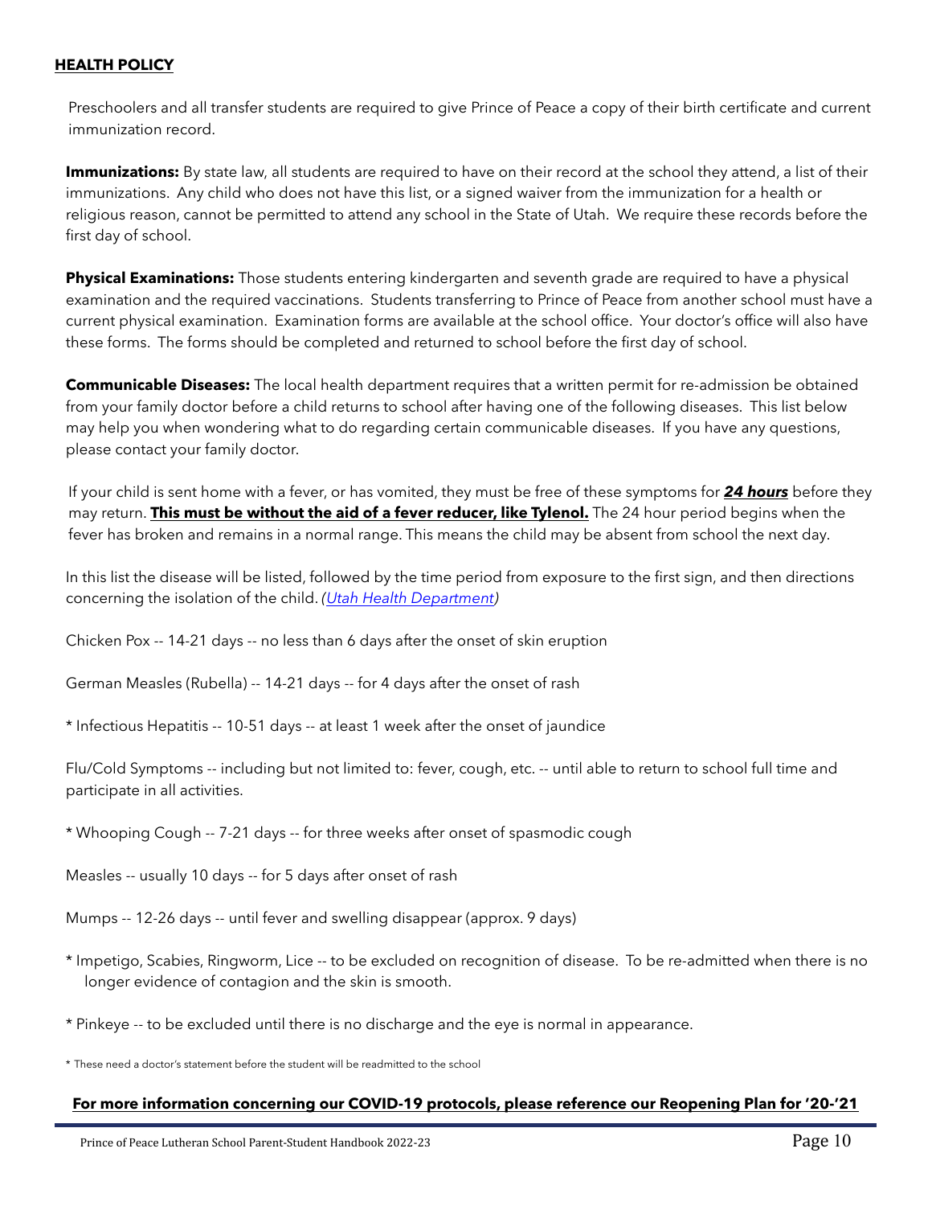## **HEALTH POLICY**

Preschoolers and all transfer students are required to give Prince of Peace a copy of their birth certificate and current immunization record.

**Immunizations:** By state law, all students are required to have on their record at the school they attend, a list of their immunizations. Any child who does not have this list, or a signed waiver from the immunization for a health or religious reason, cannot be permitted to attend any school in the State of Utah. We require these records before the first day of school.

**Physical Examinations:** Those students entering kindergarten and seventh grade are required to have a physical examination and the required vaccinations. Students transferring to Prince of Peace from another school must have a current physical examination. Examination forms are available at the school office. Your doctor's office will also have these forms. The forms should be completed and returned to school before the first day of school.

**Communicable Diseases:** The local health department requires that a written permit for re-admission be obtained from your family doctor before a child returns to school after having one of the following diseases. This list below may help you when wondering what to do regarding certain communicable diseases. If you have any questions, please contact your family doctor.

If your child is sent home with a fever, or has vomited, they must be free of these symptoms for ***24 hours*** before they may return. **This must be without the aid of a fever reducer, like Tylenol.** The 24 hour period begins when the fever has broken and remains in a normal range. This means the child may be absent from school the next day.

In this list the disease will be listed, followed by the time period from exposure to the first sign, and then directions concerning the isolation of the child. *(Utah Health Department)*

Chicken Pox -- 14-21 days -- no less than 6 days after the onset of skin eruption

German Measles (Rubella) -- 14-21 days -- for 4 days after the onset of rash

* Infectious Hepatitis -- 10-51 days -- at least 1 week after the onset of jaundice

Flu/Cold Symptoms -- including but not limited to: fever, cough, etc. -- until able to return to school full time and participate in all activities.

* Whooping Cough -- 7-21 days -- for three weeks after onset of spasmodic cough

Measles -- usually 10 days -- for 5 days after onset of rash

Mumps -- 12-26 days -- until fever and swelling disappear (approx. 9 days)

* Impetigo, Scabies, Ringworm, Lice -- to be excluded on recognition of disease. To be re-admitted when there is no longer evidence of contagion and the skin is smooth.

* Pinkeye -- to be excluded until there is no discharge and the eye is normal in appearance.

* These need a doctor's statement before the student will be readmitted to the school

**For more information concerning our COVID-19 protocols, please reference our Reopening Plan for '20-'21**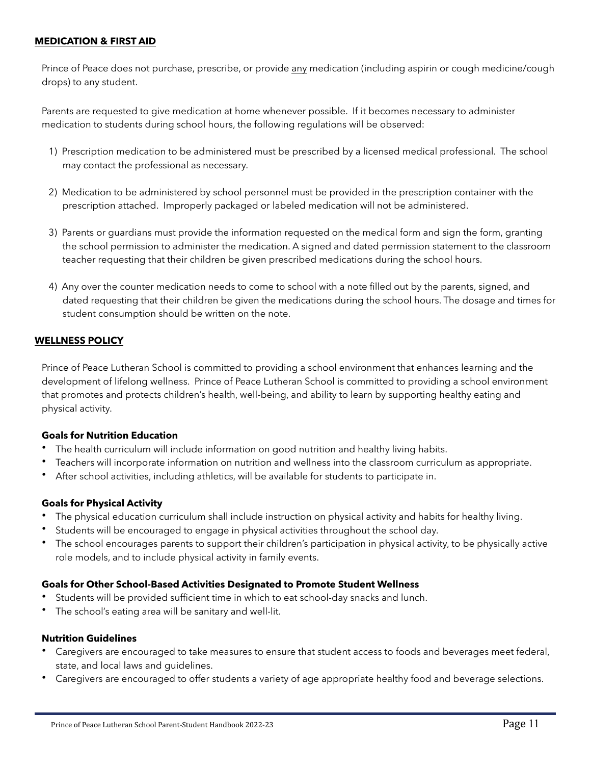## MEDICATION & FIRST AID

Prince of Peace does not purchase, prescribe, or provide <u>any</u> medication (including aspirin or cough medicine/cough drops) to any student.

Parents are requested to give medication at home whenever possible. If it becomes necessary to administer medication to students during school hours, the following regulations will be observed:

1) Prescription medication to be administered must be prescribed by a licensed medical professional. The school may contact the professional as necessary.

2) Medication to be administered by school personnel must be provided in the prescription container with the prescription attached. Improperly packaged or labeled medication will not be administered.

3) Parents or guardians must provide the information requested on the medical form and sign the form, granting the school permission to administer the medication. A signed and dated permission statement to the classroom teacher requesting that their children be given prescribed medications during the school hours.

4) Any over the counter medication needs to come to school with a note filled out by the parents, signed, and dated requesting that their children be given the medications during the school hours. The dosage and times for student consumption should be written on the note.

## WELLNESS POLICY

Prince of Peace Lutheran School is committed to providing a school environment that enhances learning and the development of lifelong wellness. Prince of Peace Lutheran School is committed to providing a school environment that promotes and protects children's health, well-being, and ability to learn by supporting healthy eating and physical activity.

### Goals for Nutrition Education

- The health curriculum will include information on good nutrition and healthy living habits.
- Teachers will incorporate information on nutrition and wellness into the classroom curriculum as appropriate.
- After school activities, including athletics, will be available for students to participate in.

### Goals for Physical Activity

- The physical education curriculum shall include instruction on physical activity and habits for healthy living.
- Students will be encouraged to engage in physical activities throughout the school day.
- The school encourages parents to support their children's participation in physical activity, to be physically active role models, and to include physical activity in family events.

### Goals for Other School-Based Activities Designated to Promote Student Wellness

- Students will be provided sufficient time in which to eat school-day snacks and lunch.
- The school's eating area will be sanitary and well-lit.

### Nutrition Guidelines

- Caregivers are encouraged to take measures to ensure that student access to foods and beverages meet federal, state, and local laws and guidelines.
- Caregivers are encouraged to offer students a variety of age appropriate healthy food and beverage selections.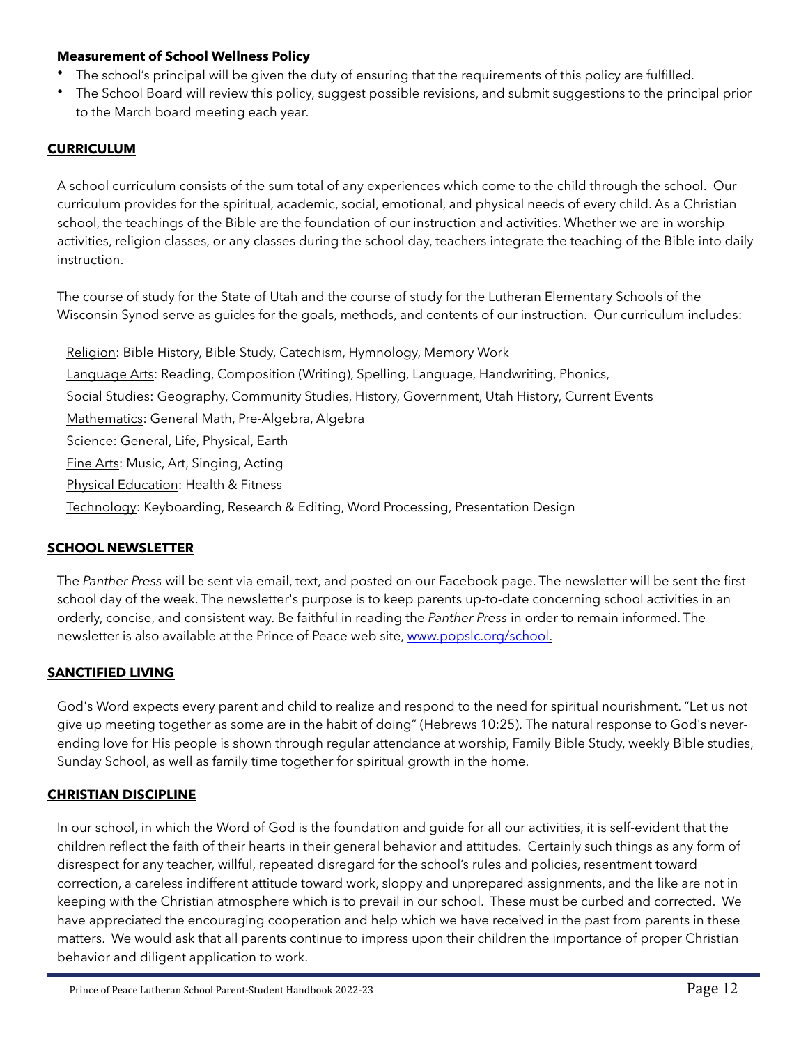**Measurement of School Wellness Policy**

- The school's principal will be given the duty of ensuring that the requirements of this policy are fulfilled.
- The School Board will review this policy, suggest possible revisions, and submit suggestions to the principal prior to the March board meeting each year.

## CURRICULUM

A school curriculum consists of the sum total of any experiences which come to the child through the school. Our curriculum provides for the spiritual, academic, social, emotional, and physical needs of every child. As a Christian school, the teachings of the Bible are the foundation of our instruction and activities. Whether we are in worship activities, religion classes, or any classes during the school day, teachers integrate the teaching of the Bible into daily instruction.

The course of study for the State of Utah and the course of study for the Lutheran Elementary Schools of the Wisconsin Synod serve as guides for the goals, methods, and contents of our instruction. Our curriculum includes:

Religion: Bible History, Bible Study, Catechism, Hymnology, Memory Work
Language Arts: Reading, Composition (Writing), Spelling, Language, Handwriting, Phonics,
Social Studies: Geography, Community Studies, History, Government, Utah History, Current Events
Mathematics: General Math, Pre-Algebra, Algebra
Science: General, Life, Physical, Earth
Fine Arts: Music, Art, Singing, Acting
Physical Education: Health & Fitness
Technology: Keyboarding, Research & Editing, Word Processing, Presentation Design

## SCHOOL NEWSLETTER

The *Panther Press* will be sent via email, text, and posted on our Facebook page. The newsletter will be sent the first school day of the week. The newsletter's purpose is to keep parents up-to-date concerning school activities in an orderly, concise, and consistent way. Be faithful in reading the *Panther Press* in order to remain informed. The newsletter is also available at the Prince of Peace web site, www.popslc.org/school.

## SANCTIFIED LIVING

God's Word expects every parent and child to realize and respond to the need for spiritual nourishment. "Let us not give up meeting together as some are in the habit of doing" (Hebrews 10:25). The natural response to God's never-ending love for His people is shown through regular attendance at worship, Family Bible Study, weekly Bible studies, Sunday School, as well as family time together for spiritual growth in the home.

## CHRISTIAN DISCIPLINE

In our school, in which the Word of God is the foundation and guide for all our activities, it is self-evident that the children reflect the faith of their hearts in their general behavior and attitudes. Certainly such things as any form of disrespect for any teacher, willful, repeated disregard for the school's rules and policies, resentment toward correction, a careless indifferent attitude toward work, sloppy and unprepared assignments, and the like are not in keeping with the Christian atmosphere which is to prevail in our school. These must be curbed and corrected. We have appreciated the encouraging cooperation and help which we have received in the past from parents in these matters. We would ask that all parents continue to impress upon their children the importance of proper Christian behavior and diligent application to work.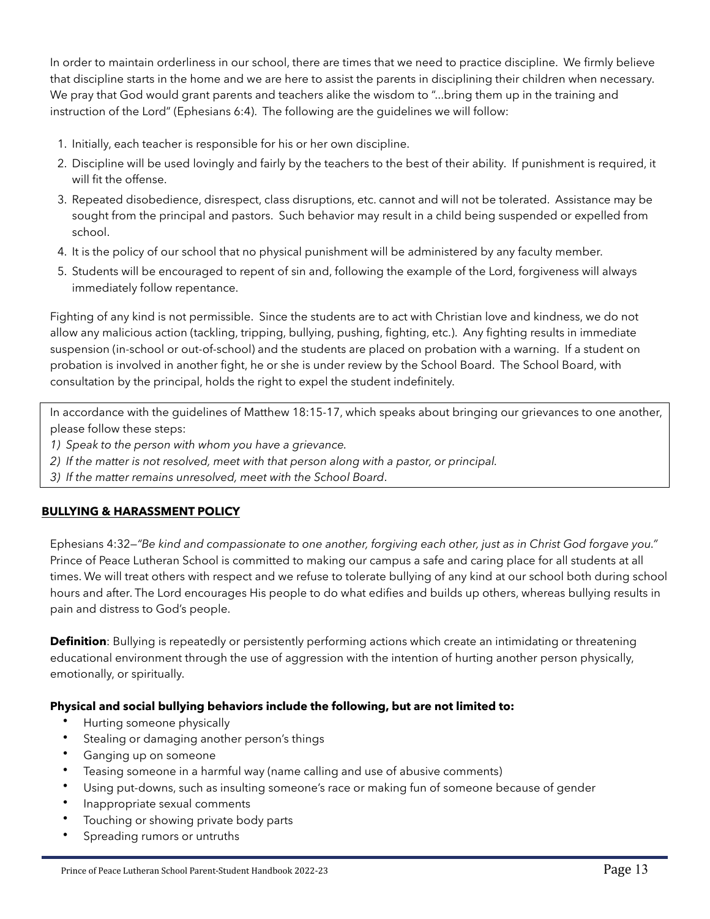In order to maintain orderliness in our school, there are times that we need to practice discipline. We firmly believe that discipline starts in the home and we are here to assist the parents in disciplining their children when necessary. We pray that God would grant parents and teachers alike the wisdom to "...bring them up in the training and instruction of the Lord" (Ephesians 6:4). The following are the guidelines we will follow:

1. Initially, each teacher is responsible for his or her own discipline.
2. Discipline will be used lovingly and fairly by the teachers to the best of their ability. If punishment is required, it will fit the offense.
3. Repeated disobedience, disrespect, class disruptions, etc. cannot and will not be tolerated. Assistance may be sought from the principal and pastors. Such behavior may result in a child being suspended or expelled from school.
4. It is the policy of our school that no physical punishment will be administered by any faculty member.
5. Students will be encouraged to repent of sin and, following the example of the Lord, forgiveness will always immediately follow repentance.

Fighting of any kind is not permissible. Since the students are to act with Christian love and kindness, we do not allow any malicious action (tackling, tripping, bullying, pushing, fighting, etc.). Any fighting results in immediate suspension (in-school or out-of-school) and the students are placed on probation with a warning. If a student on probation is involved in another fight, he or she is under review by the School Board. The School Board, with consultation by the principal, holds the right to expel the student indefinitely.

In accordance with the guidelines of Matthew 18:15-17, which speaks about bringing our grievances to one another, please follow these steps:
*1) Speak to the person with whom you have a grievance.*
*2) If the matter is not resolved, meet with that person along with a pastor, or principal.*
*3) If the matter remains unresolved, meet with the School Board*.

## BULLYING & HARASSMENT POLICY

Ephesians 4:32—*"Be kind and compassionate to one another, forgiving each other, just as in Christ God forgave you."* Prince of Peace Lutheran School is committed to making our campus a safe and caring place for all students at all times. We will treat others with respect and we refuse to tolerate bullying of any kind at our school both during school hours and after. The Lord encourages His people to do what edifies and builds up others, whereas bullying results in pain and distress to God's people.

**Definition**: Bullying is repeatedly or persistently performing actions which create an intimidating or threatening educational environment through the use of aggression with the intention of hurting another person physically, emotionally, or spiritually.

**Physical and social bullying behaviors include the following, but are not limited to:**

- Hurting someone physically
- Stealing or damaging another person's things
- Ganging up on someone
- Teasing someone in a harmful way (name calling and use of abusive comments)
- Using put-downs, such as insulting someone's race or making fun of someone because of gender
- Inappropriate sexual comments
- Touching or showing private body parts
- Spreading rumors or untruths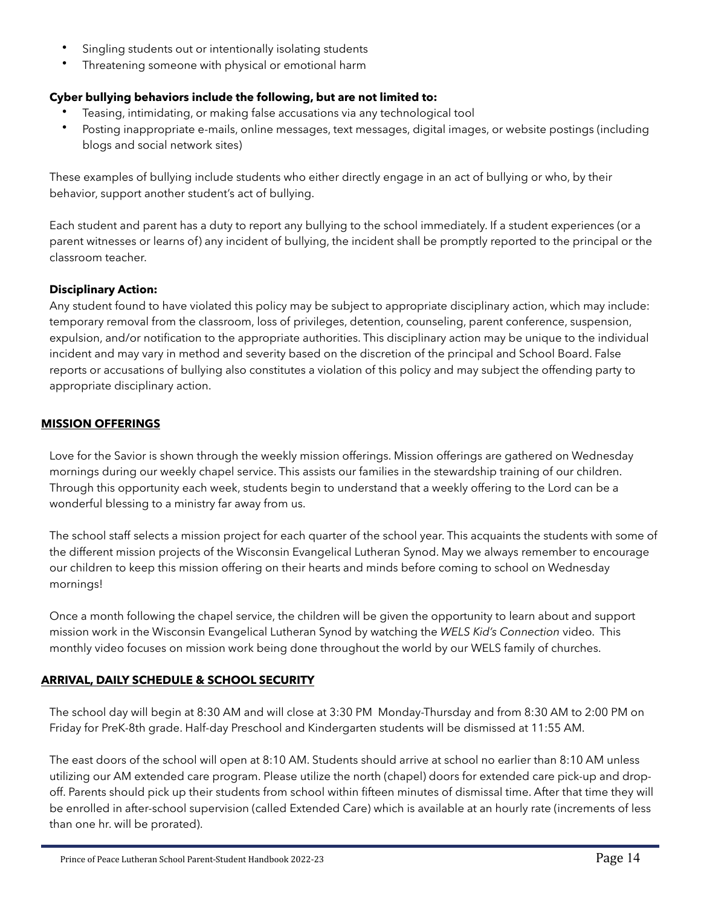- Singling students out or intentionally isolating students
- Threatening someone with physical or emotional harm

**Cyber bullying behaviors include the following, but are not limited to:**

- Teasing, intimidating, or making false accusations via any technological tool
- Posting inappropriate e-mails, online messages, text messages, digital images, or website postings (including blogs and social network sites)

These examples of bullying include students who either directly engage in an act of bullying or who, by their behavior, support another student's act of bullying.

Each student and parent has a duty to report any bullying to the school immediately. If a student experiences (or a parent witnesses or learns of) any incident of bullying, the incident shall be promptly reported to the principal or the classroom teacher.

**Disciplinary Action:**
Any student found to have violated this policy may be subject to appropriate disciplinary action, which may include: temporary removal from the classroom, loss of privileges, detention, counseling, parent conference, suspension, expulsion, and/or notification to the appropriate authorities. This disciplinary action may be unique to the individual incident and may vary in method and severity based on the discretion of the principal and School Board. False reports or accusations of bullying also constitutes a violation of this policy and may subject the offending party to appropriate disciplinary action.

## MISSION OFFERINGS

Love for the Savior is shown through the weekly mission offerings. Mission offerings are gathered on Wednesday mornings during our weekly chapel service. This assists our families in the stewardship training of our children. Through this opportunity each week, students begin to understand that a weekly offering to the Lord can be a wonderful blessing to a ministry far away from us.

The school staff selects a mission project for each quarter of the school year. This acquaints the students with some of the different mission projects of the Wisconsin Evangelical Lutheran Synod. May we always remember to encourage our children to keep this mission offering on their hearts and minds before coming to school on Wednesday mornings!

Once a month following the chapel service, the children will be given the opportunity to learn about and support mission work in the Wisconsin Evangelical Lutheran Synod by watching the *WELS Kid's Connection* video. This monthly video focuses on mission work being done throughout the world by our WELS family of churches.

## ARRIVAL, DAILY SCHEDULE & SCHOOL SECURITY

The school day will begin at 8:30 AM and will close at 3:30 PM Monday-Thursday and from 8:30 AM to 2:00 PM on Friday for PreK-8th grade. Half-day Preschool and Kindergarten students will be dismissed at 11:55 AM.

The east doors of the school will open at 8:10 AM. Students should arrive at school no earlier than 8:10 AM unless utilizing our AM extended care program. Please utilize the north (chapel) doors for extended care pick-up and drop-off. Parents should pick up their students from school within fifteen minutes of dismissal time. After that time they will be enrolled in after-school supervision (called Extended Care) which is available at an hourly rate (increments of less than one hr. will be prorated).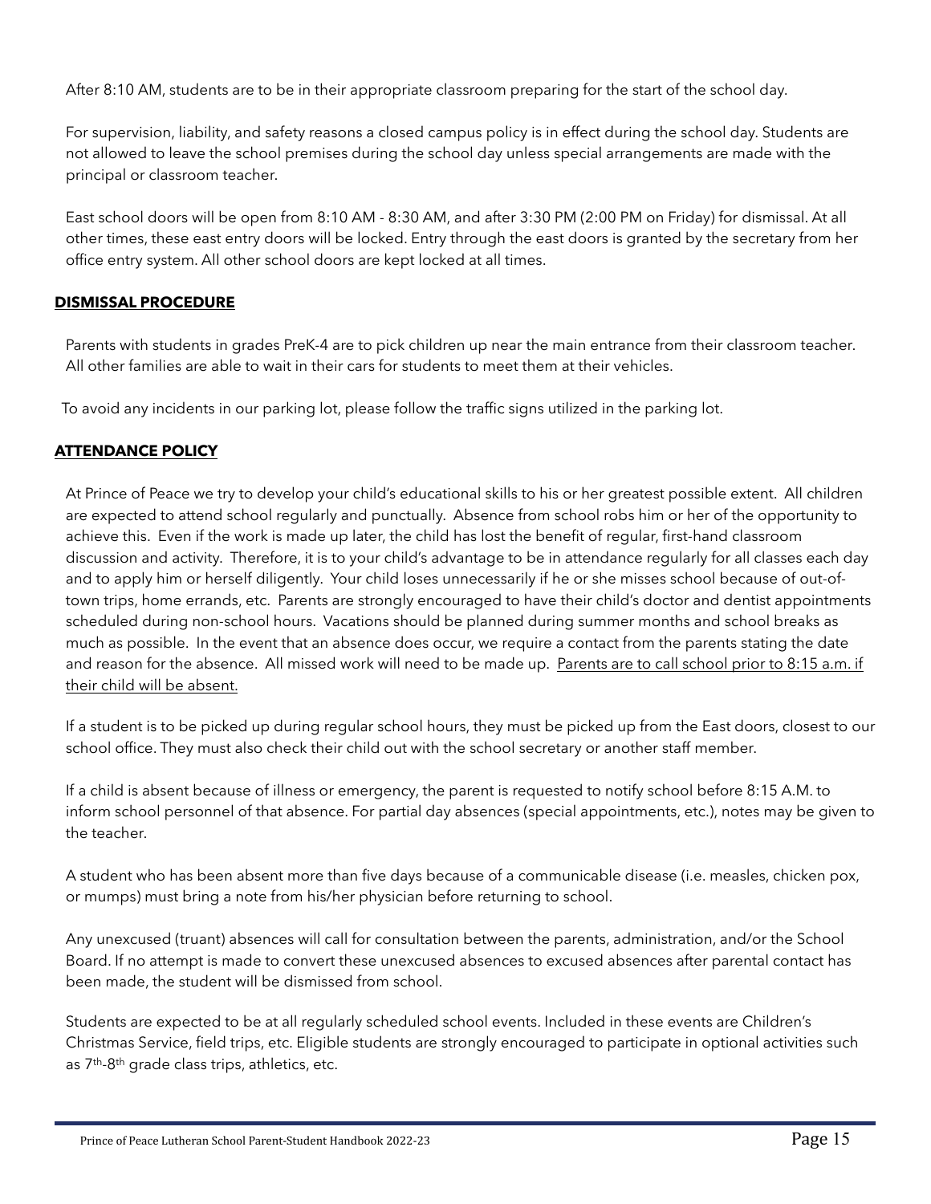After 8:10 AM, students are to be in their appropriate classroom preparing for the start of the school day.

For supervision, liability, and safety reasons a closed campus policy is in effect during the school day. Students are not allowed to leave the school premises during the school day unless special arrangements are made with the principal or classroom teacher.

East school doors will be open from 8:10 AM - 8:30 AM, and after 3:30 PM (2:00 PM on Friday) for dismissal. At all other times, these east entry doors will be locked. Entry through the east doors is granted by the secretary from her office entry system. All other school doors are kept locked at all times.

## DISMISSAL PROCEDURE

Parents with students in grades PreK-4 are to pick children up near the main entrance from their classroom teacher. All other families are able to wait in their cars for students to meet them at their vehicles.

To avoid any incidents in our parking lot, please follow the traffic signs utilized in the parking lot.

## ATTENDANCE POLICY

At Prince of Peace we try to develop your child's educational skills to his or her greatest possible extent. All children are expected to attend school regularly and punctually. Absence from school robs him or her of the opportunity to achieve this. Even if the work is made up later, the child has lost the benefit of regular, first-hand classroom discussion and activity. Therefore, it is to your child's advantage to be in attendance regularly for all classes each day and to apply him or herself diligently. Your child loses unnecessarily if he or she misses school because of out-of-town trips, home errands, etc. Parents are strongly encouraged to have their child's doctor and dentist appointments scheduled during non-school hours. Vacations should be planned during summer months and school breaks as much as possible. In the event that an absence does occur, we require a contact from the parents stating the date and reason for the absence. All missed work will need to be made up. <u>Parents are to call school prior to 8:15 a.m. if their child will be absent.</u>

If a student is to be picked up during regular school hours, they must be picked up from the East doors, closest to our school office. They must also check their child out with the school secretary or another staff member.

If a child is absent because of illness or emergency, the parent is requested to notify school before 8:15 A.M. to inform school personnel of that absence. For partial day absences (special appointments, etc.), notes may be given to the teacher.

A student who has been absent more than five days because of a communicable disease (i.e. measles, chicken pox, or mumps) must bring a note from his/her physician before returning to school.

Any unexcused (truant) absences will call for consultation between the parents, administration, and/or the School Board. If no attempt is made to convert these unexcused absences to excused absences after parental contact has been made, the student will be dismissed from school.

Students are expected to be at all regularly scheduled school events. Included in these events are Children's Christmas Service, field trips, etc. Eligible students are strongly encouraged to participate in optional activities such as 7th-8th grade class trips, athletics, etc.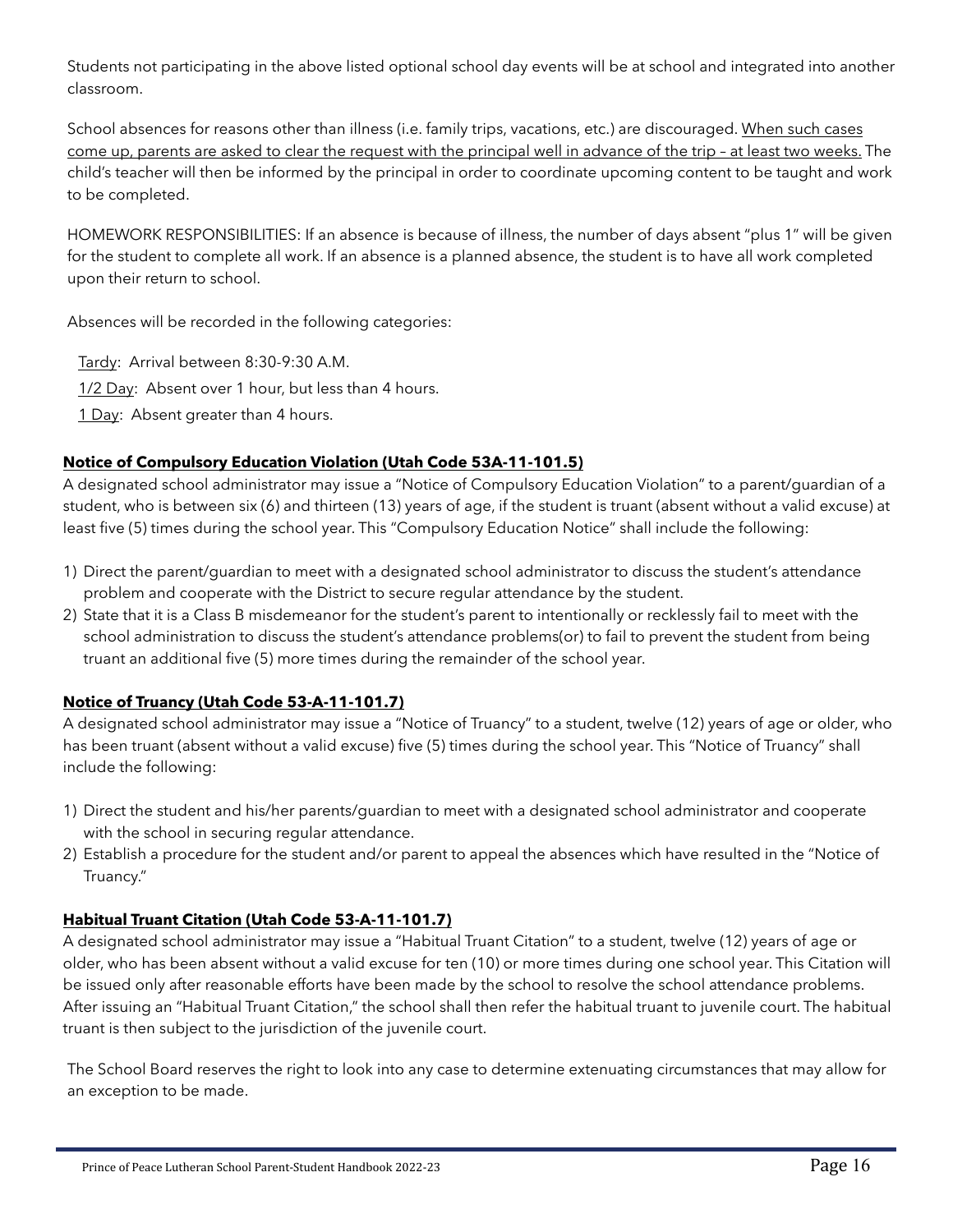Students not participating in the above listed optional school day events will be at school and integrated into another classroom.

School absences for reasons other than illness (i.e. family trips, vacations, etc.) are discouraged. When such cases come up, parents are asked to clear the request with the principal well in advance of the trip – at least two weeks. The child's teacher will then be informed by the principal in order to coordinate upcoming content to be taught and work to be completed.

HOMEWORK RESPONSIBILITIES: If an absence is because of illness, the number of days absent "plus 1" will be given for the student to complete all work. If an absence is a planned absence, the student is to have all work completed upon their return to school.

Absences will be recorded in the following categories:

Tardy: Arrival between 8:30-9:30 A.M.

1/2 Day: Absent over 1 hour, but less than 4 hours.

1 Day: Absent greater than 4 hours.

**Notice of Compulsory Education Violation (Utah Code 53A-11-101.5)**

A designated school administrator may issue a "Notice of Compulsory Education Violation" to a parent/guardian of a student, who is between six (6) and thirteen (13) years of age, if the student is truant (absent without a valid excuse) at least five (5) times during the school year. This "Compulsory Education Notice" shall include the following:

1) Direct the parent/guardian to meet with a designated school administrator to discuss the student's attendance problem and cooperate with the District to secure regular attendance by the student.
2) State that it is a Class B misdemeanor for the student's parent to intentionally or recklessly fail to meet with the school administration to discuss the student's attendance problems(or) to fail to prevent the student from being truant an additional five (5) more times during the remainder of the school year.

**Notice of Truancy (Utah Code 53-A-11-101.7)**

A designated school administrator may issue a "Notice of Truancy" to a student, twelve (12) years of age or older, who has been truant (absent without a valid excuse) five (5) times during the school year. This "Notice of Truancy" shall include the following:

1) Direct the student and his/her parents/guardian to meet with a designated school administrator and cooperate with the school in securing regular attendance.
2) Establish a procedure for the student and/or parent to appeal the absences which have resulted in the "Notice of Truancy."

**Habitual Truant Citation (Utah Code 53-A-11-101.7)**

A designated school administrator may issue a "Habitual Truant Citation" to a student, twelve (12) years of age or older, who has been absent without a valid excuse for ten (10) or more times during one school year. This Citation will be issued only after reasonable efforts have been made by the school to resolve the school attendance problems. After issuing an "Habitual Truant Citation," the school shall then refer the habitual truant to juvenile court. The habitual truant is then subject to the jurisdiction of the juvenile court.

The School Board reserves the right to look into any case to determine extenuating circumstances that may allow for an exception to be made.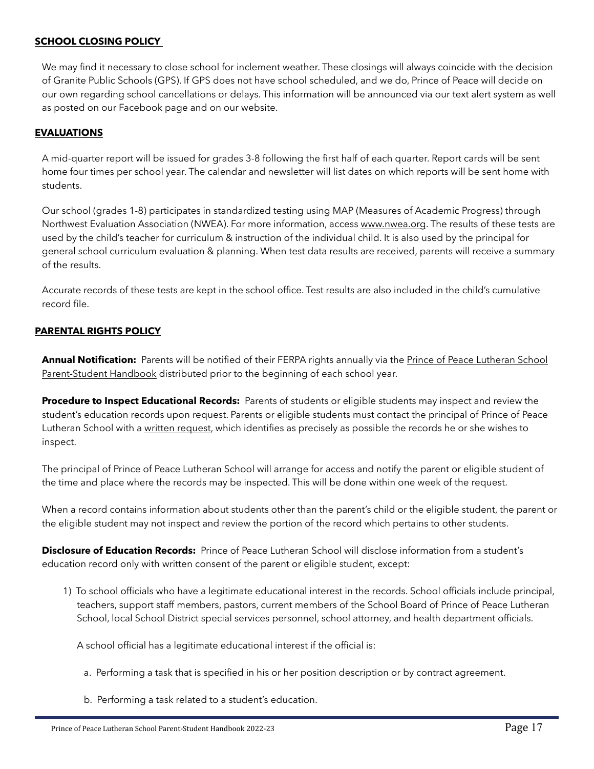## SCHOOL CLOSING POLICY

We may find it necessary to close school for inclement weather. These closings will always coincide with the decision of Granite Public Schools (GPS). If GPS does not have school scheduled, and we do, Prince of Peace will decide on our own regarding school cancellations or delays. This information will be announced via our text alert system as well as posted on our Facebook page and on our website.

## EVALUATIONS

A mid-quarter report will be issued for grades 3-8 following the first half of each quarter. Report cards will be sent home four times per school year. The calendar and newsletter will list dates on which reports will be sent home with students.

Our school (grades 1-8) participates in standardized testing using MAP (Measures of Academic Progress) through Northwest Evaluation Association (NWEA). For more information, access www.nwea.org. The results of these tests are used by the child's teacher for curriculum & instruction of the individual child. It is also used by the principal for general school curriculum evaluation & planning. When test data results are received, parents will receive a summary of the results.

Accurate records of these tests are kept in the school office. Test results are also included in the child's cumulative record file.

## PARENTAL RIGHTS POLICY

**Annual Notification:** Parents will be notified of their FERPA rights annually via the Prince of Peace Lutheran School Parent-Student Handbook distributed prior to the beginning of each school year.

**Procedure to Inspect Educational Records:** Parents of students or eligible students may inspect and review the student's education records upon request. Parents or eligible students must contact the principal of Prince of Peace Lutheran School with a written request, which identifies as precisely as possible the records he or she wishes to inspect.

The principal of Prince of Peace Lutheran School will arrange for access and notify the parent or eligible student of the time and place where the records may be inspected. This will be done within one week of the request.

When a record contains information about students other than the parent's child or the eligible student, the parent or the eligible student may not inspect and review the portion of the record which pertains to other students.

**Disclosure of Education Records:** Prince of Peace Lutheran School will disclose information from a student's education record only with written consent of the parent or eligible student, except:

1) To school officials who have a legitimate educational interest in the records. School officials include principal, teachers, support staff members, pastors, current members of the School Board of Prince of Peace Lutheran School, local School District special services personnel, school attorney, and health department officials.

   A school official has a legitimate educational interest if the official is:

   a. Performing a task that is specified in his or her position description or by contract agreement.

   b. Performing a task related to a student's education.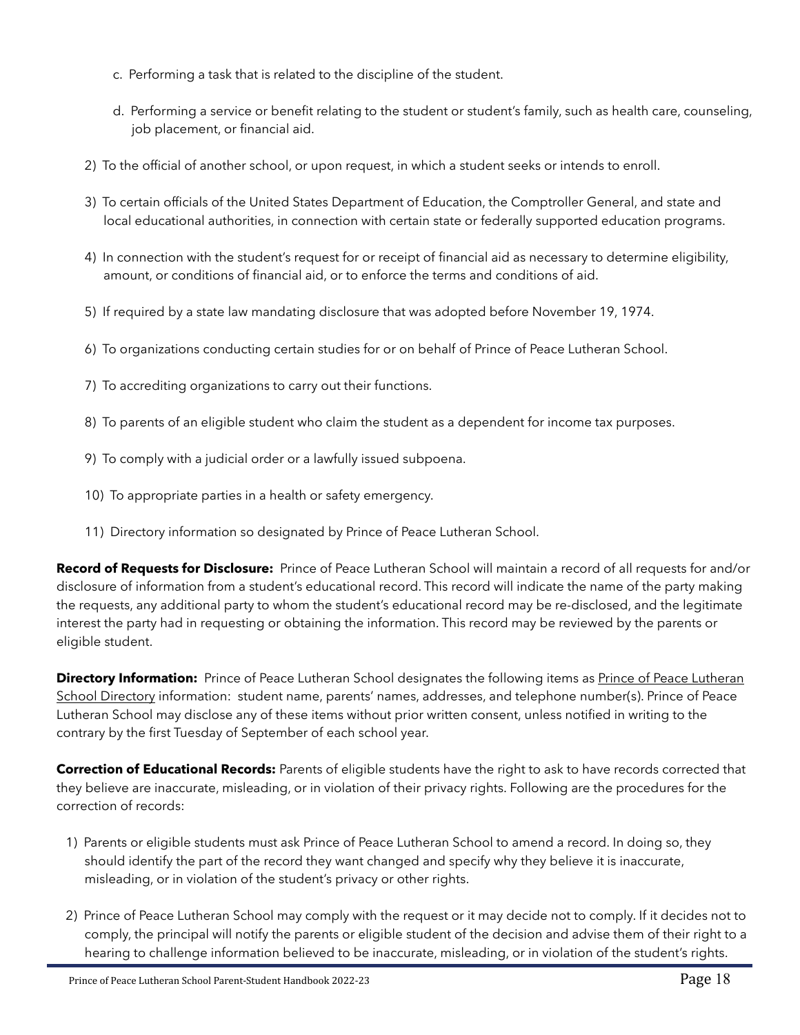c. Performing a task that is related to the discipline of the student.

   d. Performing a service or benefit relating to the student or student's family, such as health care, counseling, job placement, or financial aid.

2) To the official of another school, or upon request, in which a student seeks or intends to enroll.

3) To certain officials of the United States Department of Education, the Comptroller General, and state and local educational authorities, in connection with certain state or federally supported education programs.

4) In connection with the student's request for or receipt of financial aid as necessary to determine eligibility, amount, or conditions of financial aid, or to enforce the terms and conditions of aid.

5) If required by a state law mandating disclosure that was adopted before November 19, 1974.

6) To organizations conducting certain studies for or on behalf of Prince of Peace Lutheran School.

7) To accrediting organizations to carry out their functions.

8) To parents of an eligible student who claim the student as a dependent for income tax purposes.

9) To comply with a judicial order or a lawfully issued subpoena.

10) To appropriate parties in a health or safety emergency.

11) Directory information so designated by Prince of Peace Lutheran School.

**Record of Requests for Disclosure:** Prince of Peace Lutheran School will maintain a record of all requests for and/or disclosure of information from a student's educational record. This record will indicate the name of the party making the requests, any additional party to whom the student's educational record may be re-disclosed, and the legitimate interest the party had in requesting or obtaining the information. This record may be reviewed by the parents or eligible student.

**Directory Information:** Prince of Peace Lutheran School designates the following items as Prince of Peace Lutheran School Directory information: student name, parents' names, addresses, and telephone number(s). Prince of Peace Lutheran School may disclose any of these items without prior written consent, unless notified in writing to the contrary by the first Tuesday of September of each school year.

**Correction of Educational Records:** Parents of eligible students have the right to ask to have records corrected that they believe are inaccurate, misleading, or in violation of their privacy rights. Following are the procedures for the correction of records:

1) Parents or eligible students must ask Prince of Peace Lutheran School to amend a record. In doing so, they should identify the part of the record they want changed and specify why they believe it is inaccurate, misleading, or in violation of the student's privacy or other rights.

2) Prince of Peace Lutheran School may comply with the request or it may decide not to comply. If it decides not to comply, the principal will notify the parents or eligible student of the decision and advise them of their right to a hearing to challenge information believed to be inaccurate, misleading, or in violation of the student's rights.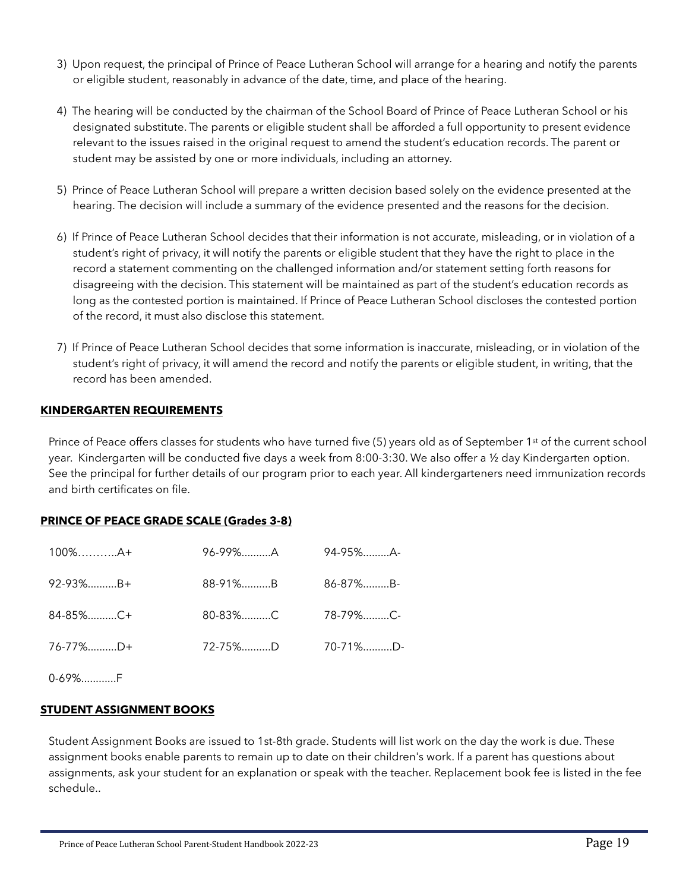3) Upon request, the principal of Prince of Peace Lutheran School will arrange for a hearing and notify the parents or eligible student, reasonably in advance of the date, time, and place of the hearing.

4) The hearing will be conducted by the chairman of the School Board of Prince of Peace Lutheran School or his designated substitute. The parents or eligible student shall be afforded a full opportunity to present evidence relevant to the issues raised in the original request to amend the student's education records. The parent or student may be assisted by one or more individuals, including an attorney.

5) Prince of Peace Lutheran School will prepare a written decision based solely on the evidence presented at the hearing. The decision will include a summary of the evidence presented and the reasons for the decision.

6) If Prince of Peace Lutheran School decides that their information is not accurate, misleading, or in violation of a student's right of privacy, it will notify the parents or eligible student that they have the right to place in the record a statement commenting on the challenged information and/or statement setting forth reasons for disagreeing with the decision. This statement will be maintained as part of the student's education records as long as the contested portion is maintained. If Prince of Peace Lutheran School discloses the contested portion of the record, it must also disclose this statement.

7) If Prince of Peace Lutheran School decides that some information is inaccurate, misleading, or in violation of the student's right of privacy, it will amend the record and notify the parents or eligible student, in writing, that the record has been amended.

**KINDERGARTEN REQUIREMENTS**

Prince of Peace offers classes for students who have turned five (5) years old as of September 1st of the current school year. Kindergarten will be conducted five days a week from 8:00-3:30. We also offer a ½ day Kindergarten option. See the principal for further details of our program prior to each year. All kindergarteners need immunization records and birth certificates on file.

**PRINCE OF PEACE GRADE SCALE (Grades 3-8)**

100%………..A+ 96-99%..........A 94-95%.........A-

92-93%..........B+ 88-91%..........B 86-87%.........B-

84-85%..........C+ 80-83%..........C 78-79%.........C-

76-77%..........D+ 72-75%..........D 70-71%..........D-

0-69%...........F

**STUDENT ASSIGNMENT BOOKS**

Student Assignment Books are issued to 1st-8th grade. Students will list work on the day the work is due. These assignment books enable parents to remain up to date on their children's work. If a parent has questions about assignments, ask your student for an explanation or speak with the teacher. Replacement book fee is listed in the fee schedule..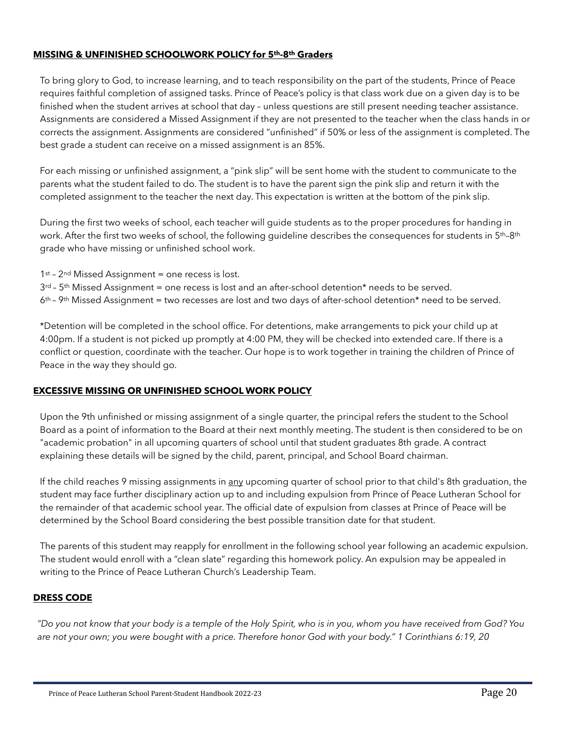## MISSING & UNFINISHED SCHOOLWORK POLICY for 5th-8th Graders

To bring glory to God, to increase learning, and to teach responsibility on the part of the students, Prince of Peace requires faithful completion of assigned tasks. Prince of Peace's policy is that class work due on a given day is to be finished when the student arrives at school that day – unless questions are still present needing teacher assistance. Assignments are considered a Missed Assignment if they are not presented to the teacher when the class hands in or corrects the assignment. Assignments are considered "unfinished" if 50% or less of the assignment is completed. The best grade a student can receive on a missed assignment is an 85%.

For each missing or unfinished assignment, a "pink slip" will be sent home with the student to communicate to the parents what the student failed to do. The student is to have the parent sign the pink slip and return it with the completed assignment to the teacher the next day. This expectation is written at the bottom of the pink slip.

During the first two weeks of school, each teacher will guide students as to the proper procedures for handing in work. After the first two weeks of school, the following guideline describes the consequences for students in 5th–8th grade who have missing or unfinished school work.

1st – 2nd Missed Assignment = one recess is lost.
3rd – 5th Missed Assignment = one recess is lost and an after-school detention* needs to be served.
6th – 9th Missed Assignment = two recesses are lost and two days of after-school detention* need to be served.

*Detention will be completed in the school office. For detentions, make arrangements to pick your child up at 4:00pm. If a student is not picked up promptly at 4:00 PM, they will be checked into extended care. If there is a conflict or question, coordinate with the teacher. Our hope is to work together in training the children of Prince of Peace in the way they should go.

## EXCESSIVE MISSING OR UNFINISHED SCHOOL WORK POLICY

Upon the 9th unfinished or missing assignment of a single quarter, the principal refers the student to the School Board as a point of information to the Board at their next monthly meeting. The student is then considered to be on "academic probation" in all upcoming quarters of school until that student graduates 8th grade. A contract explaining these details will be signed by the child, parent, principal, and School Board chairman.

If the child reaches 9 missing assignments in <u>any</u> upcoming quarter of school prior to that child's 8th graduation, the student may face further disciplinary action up to and including expulsion from Prince of Peace Lutheran School for the remainder of that academic school year. The official date of expulsion from classes at Prince of Peace will be determined by the School Board considering the best possible transition date for that student.

The parents of this student may reapply for enrollment in the following school year following an academic expulsion. The student would enroll with a "clean slate" regarding this homework policy. An expulsion may be appealed in writing to the Prince of Peace Lutheran Church's Leadership Team.

## DRESS CODE

*"Do you not know that your body is a temple of the Holy Spirit, who is in you, whom you have received from God? You are not your own; you were bought with a price. Therefore honor God with your body." 1 Corinthians 6:19, 20*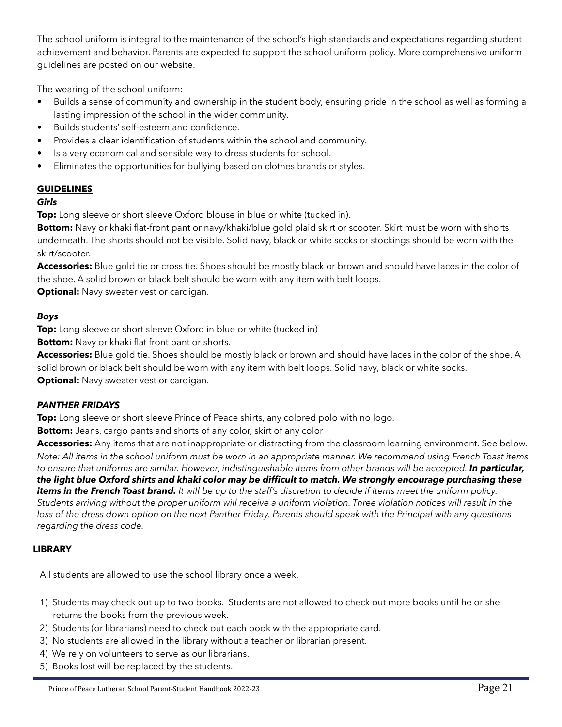The school uniform is integral to the maintenance of the school's high standards and expectations regarding student achievement and behavior. Parents are expected to support the school uniform policy. More comprehensive uniform guidelines are posted on our website.

The wearing of the school uniform:

- Builds a sense of community and ownership in the student body, ensuring pride in the school as well as forming a lasting impression of the school in the wider community.
- Builds students' self-esteem and confidence.
- Provides a clear identification of students within the school and community.
- Is a very economical and sensible way to dress students for school.
- Eliminates the opportunities for bullying based on clothes brands or styles.

## GUIDELINES

### *Girls*

**Top:** Long sleeve or short sleeve Oxford blouse in blue or white (tucked in).

**Bottom:** Navy or khaki flat-front pant or navy/khaki/blue gold plaid skirt or scooter. Skirt must be worn with shorts underneath. The shorts should not be visible. Solid navy, black or white socks or stockings should be worn with the skirt/scooter.

**Accessories:** Blue gold tie or cross tie. Shoes should be mostly black or brown and should have laces in the color of the shoe. A solid brown or black belt should be worn with any item with belt loops.

**Optional:** Navy sweater vest or cardigan.

### *Boys*

**Top:** Long sleeve or short sleeve Oxford in blue or white (tucked in)

**Bottom:** Navy or khaki flat front pant or shorts.

**Accessories:** Blue gold tie. Shoes should be mostly black or brown and should have laces in the color of the shoe. A solid brown or black belt should be worn with any item with belt loops. Solid navy, black or white socks.

**Optional:** Navy sweater vest or cardigan.

### *PANTHER FRIDAYS*

**Top:** Long sleeve or short sleeve Prince of Peace shirts, any colored polo with no logo.

**Bottom:** Jeans, cargo pants and shorts of any color, skirt of any color

**Accessories:** Any items that are not inappropriate or distracting from the classroom learning environment. See below.

*Note: All items in the school uniform must be worn in an appropriate manner. We recommend using French Toast items to ensure that uniforms are similar. However, indistinguishable items from other brands will be accepted.* ***In particular, the light blue Oxford shirts and khaki color may be difficult to match. We strongly encourage purchasing these items in the French Toast brand.*** *It will be up to the staff's discretion to decide if items meet the uniform policy. Students arriving without the proper uniform will receive a uniform violation. Three violation notices will result in the loss of the dress down option on the next Panther Friday. Parents should speak with the Principal with any questions regarding the dress code.*

## LIBRARY

All students are allowed to use the school library once a week.

1) Students may check out up to two books. Students are not allowed to check out more books until he or she returns the books from the previous week.
2) Students (or librarians) need to check out each book with the appropriate card.
3) No students are allowed in the library without a teacher or librarian present.
4) We rely on volunteers to serve as our librarians.
5) Books lost will be replaced by the students.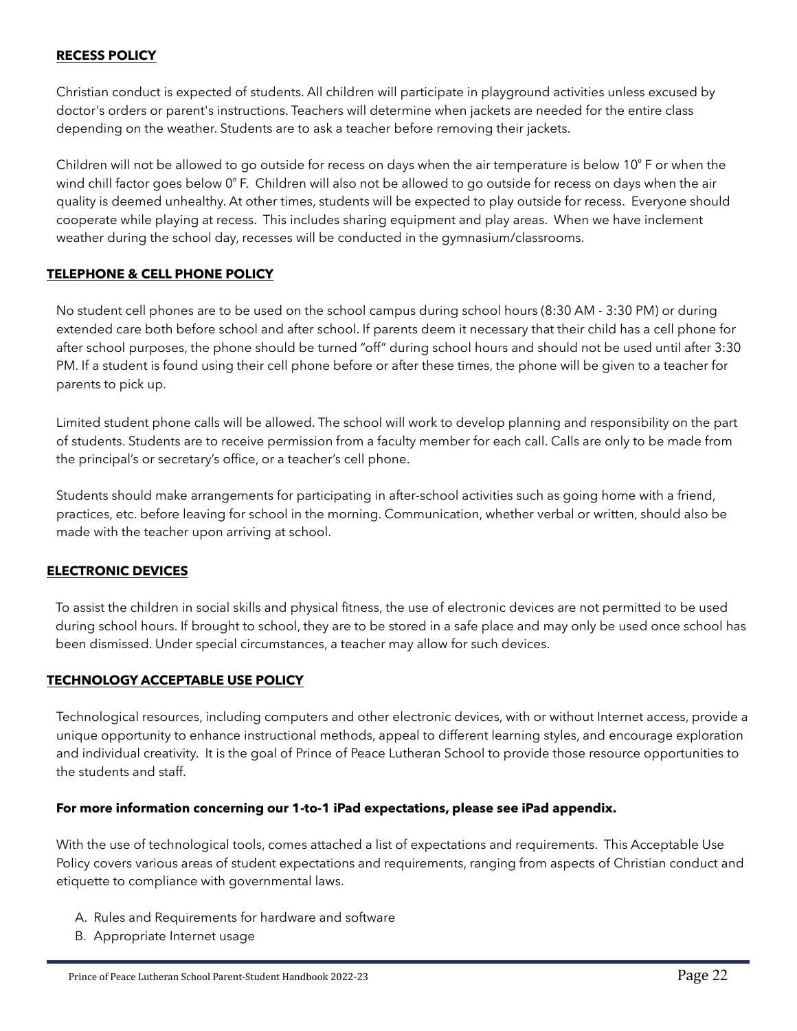## RECESS POLICY

Christian conduct is expected of students. All children will participate in playground activities unless excused by doctor's orders or parent's instructions. Teachers will determine when jackets are needed for the entire class depending on the weather. Students are to ask a teacher before removing their jackets.

Children will not be allowed to go outside for recess on days when the air temperature is below 10° F or when the wind chill factor goes below 0° F. Children will also not be allowed to go outside for recess on days when the air quality is deemed unhealthy. At other times, students will be expected to play outside for recess. Everyone should cooperate while playing at recess. This includes sharing equipment and play areas. When we have inclement weather during the school day, recesses will be conducted in the gymnasium/classrooms.

## TELEPHONE & CELL PHONE POLICY

No student cell phones are to be used on the school campus during school hours (8:30 AM - 3:30 PM) or during extended care both before school and after school. If parents deem it necessary that their child has a cell phone for after school purposes, the phone should be turned "off" during school hours and should not be used until after 3:30 PM. If a student is found using their cell phone before or after these times, the phone will be given to a teacher for parents to pick up.

Limited student phone calls will be allowed. The school will work to develop planning and responsibility on the part of students. Students are to receive permission from a faculty member for each call. Calls are only to be made from the principal's or secretary's office, or a teacher's cell phone.

Students should make arrangements for participating in after-school activities such as going home with a friend, practices, etc. before leaving for school in the morning. Communication, whether verbal or written, should also be made with the teacher upon arriving at school.

## ELECTRONIC DEVICES

To assist the children in social skills and physical fitness, the use of electronic devices are not permitted to be used during school hours. If brought to school, they are to be stored in a safe place and may only be used once school has been dismissed. Under special circumstances, a teacher may allow for such devices.

## TECHNOLOGY ACCEPTABLE USE POLICY

Technological resources, including computers and other electronic devices, with or without Internet access, provide a unique opportunity to enhance instructional methods, appeal to different learning styles, and encourage exploration and individual creativity. It is the goal of Prince of Peace Lutheran School to provide those resource opportunities to the students and staff.

**For more information concerning our 1-to-1 iPad expectations, please see iPad appendix.**

With the use of technological tools, comes attached a list of expectations and requirements. This Acceptable Use Policy covers various areas of student expectations and requirements, ranging from aspects of Christian conduct and etiquette to compliance with governmental laws.

A. Rules and Requirements for hardware and software
B. Appropriate Internet usage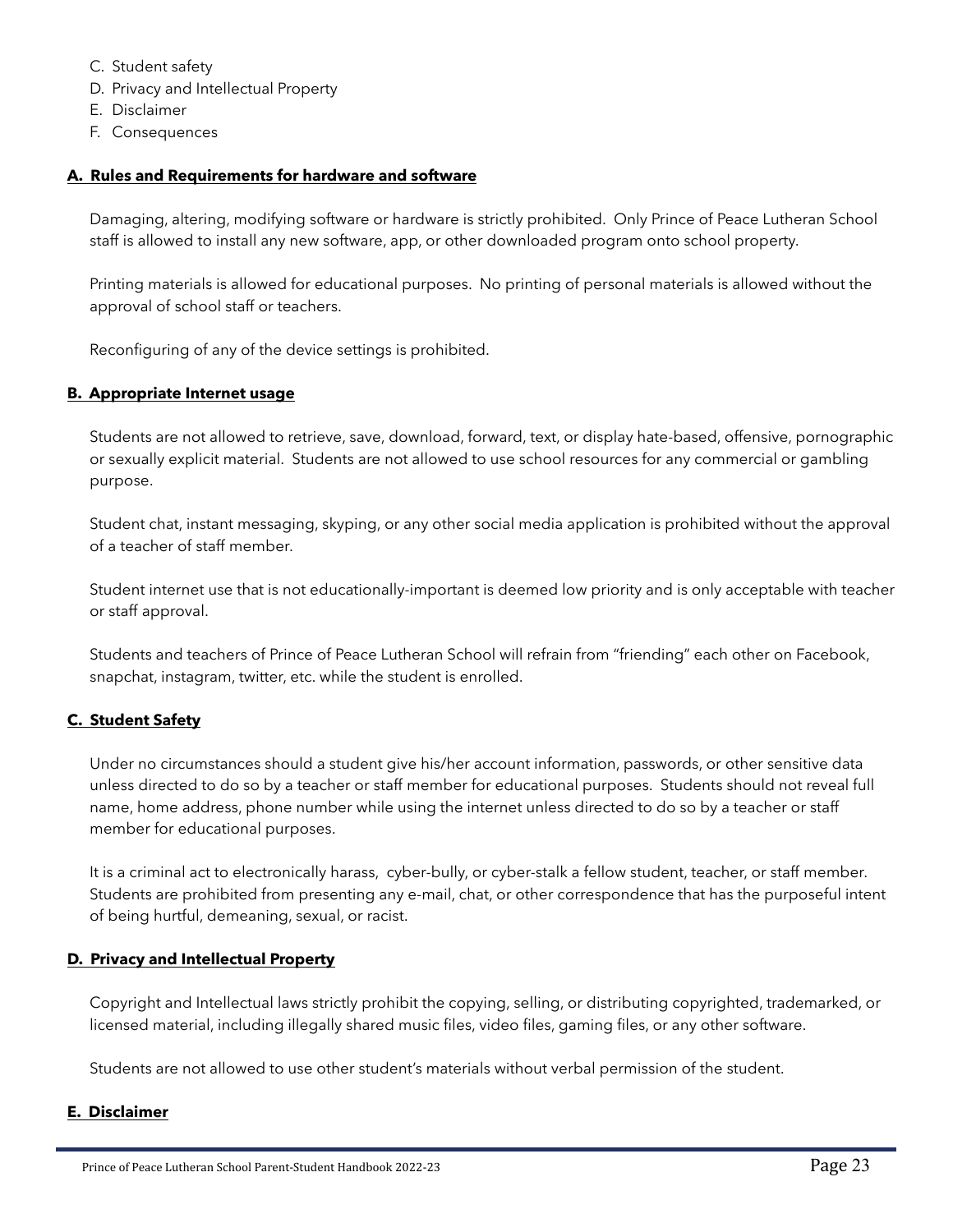C. Student safety
D. Privacy and Intellectual Property
E. Disclaimer
F. Consequences

**A. Rules and Requirements for hardware and software**

Damaging, altering, modifying software or hardware is strictly prohibited. Only Prince of Peace Lutheran School staff is allowed to install any new software, app, or other downloaded program onto school property.

Printing materials is allowed for educational purposes. No printing of personal materials is allowed without the approval of school staff or teachers.

Reconfiguring of any of the device settings is prohibited.

**B. Appropriate Internet usage**

Students are not allowed to retrieve, save, download, forward, text, or display hate-based, offensive, pornographic or sexually explicit material. Students are not allowed to use school resources for any commercial or gambling purpose.

Student chat, instant messaging, skyping, or any other social media application is prohibited without the approval of a teacher of staff member.

Student internet use that is not educationally-important is deemed low priority and is only acceptable with teacher or staff approval.

Students and teachers of Prince of Peace Lutheran School will refrain from "friending" each other on Facebook, snapchat, instagram, twitter, etc. while the student is enrolled.

**C. Student Safety**

Under no circumstances should a student give his/her account information, passwords, or other sensitive data unless directed to do so by a teacher or staff member for educational purposes. Students should not reveal full name, home address, phone number while using the internet unless directed to do so by a teacher or staff member for educational purposes.

It is a criminal act to electronically harass, cyber-bully, or cyber-stalk a fellow student, teacher, or staff member. Students are prohibited from presenting any e-mail, chat, or other correspondence that has the purposeful intent of being hurtful, demeaning, sexual, or racist.

**D. Privacy and Intellectual Property**

Copyright and Intellectual laws strictly prohibit the copying, selling, or distributing copyrighted, trademarked, or licensed material, including illegally shared music files, video files, gaming files, or any other software.

Students are not allowed to use other student's materials without verbal permission of the student.

**E. Disclaimer**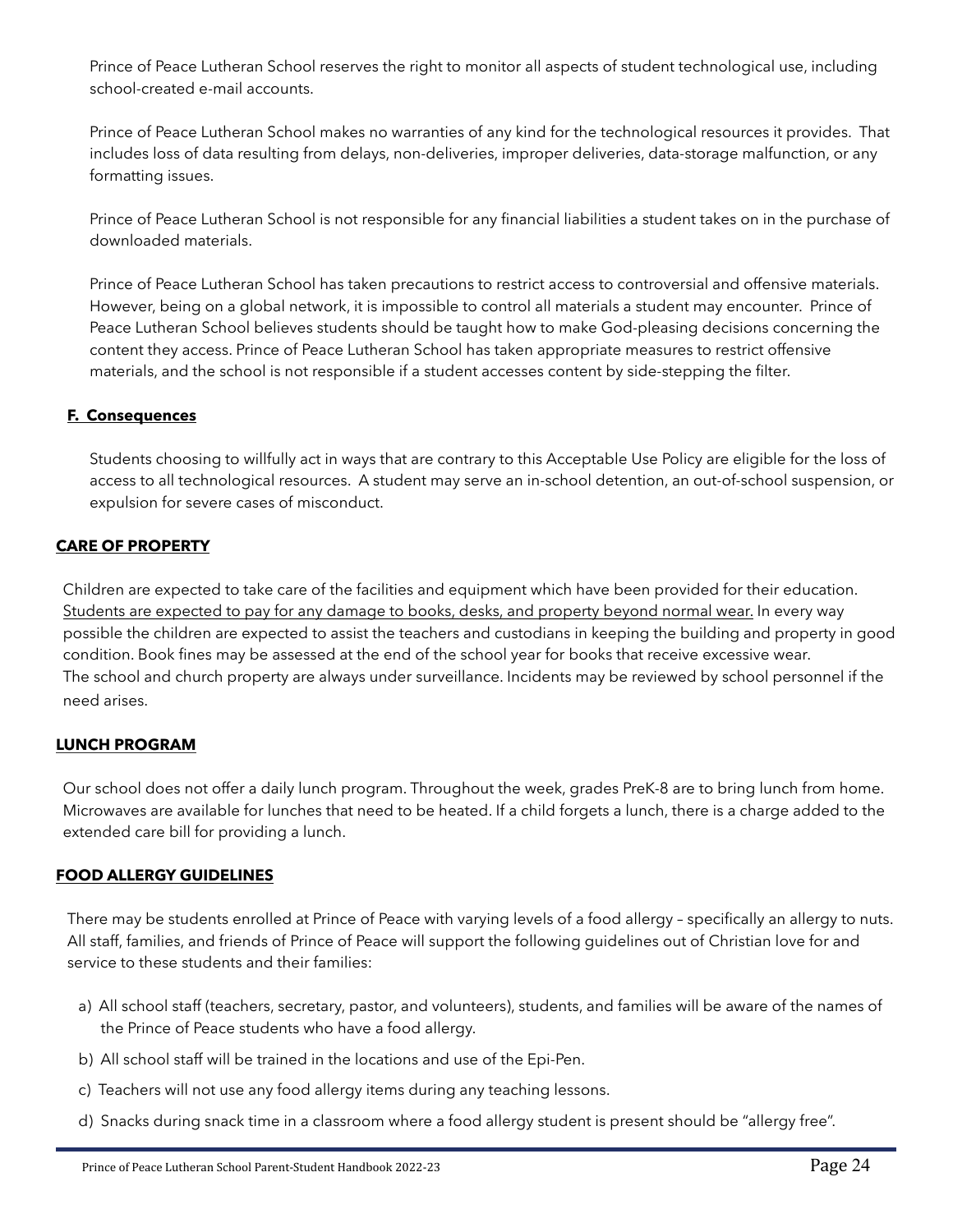Prince of Peace Lutheran School reserves the right to monitor all aspects of student technological use, including school-created e-mail accounts.

Prince of Peace Lutheran School makes no warranties of any kind for the technological resources it provides. That includes loss of data resulting from delays, non-deliveries, improper deliveries, data-storage malfunction, or any formatting issues.

Prince of Peace Lutheran School is not responsible for any financial liabilities a student takes on in the purchase of downloaded materials.

Prince of Peace Lutheran School has taken precautions to restrict access to controversial and offensive materials. However, being on a global network, it is impossible to control all materials a student may encounter. Prince of Peace Lutheran School believes students should be taught how to make God-pleasing decisions concerning the content they access. Prince of Peace Lutheran School has taken appropriate measures to restrict offensive materials, and the school is not responsible if a student accesses content by side-stepping the filter.

### F. Consequences

Students choosing to willfully act in ways that are contrary to this Acceptable Use Policy are eligible for the loss of access to all technological resources. A student may serve an in-school detention, an out-of-school suspension, or expulsion for severe cases of misconduct.

## CARE OF PROPERTY

Children are expected to take care of the facilities and equipment which have been provided for their education. Students are expected to pay for any damage to books, desks, and property beyond normal wear. In every way possible the children are expected to assist the teachers and custodians in keeping the building and property in good condition. Book fines may be assessed at the end of the school year for books that receive excessive wear.
The school and church property are always under surveillance. Incidents may be reviewed by school personnel if the need arises.

## LUNCH PROGRAM

Our school does not offer a daily lunch program. Throughout the week, grades PreK-8 are to bring lunch from home. Microwaves are available for lunches that need to be heated. If a child forgets a lunch, there is a charge added to the extended care bill for providing a lunch.

## FOOD ALLERGY GUIDELINES

There may be students enrolled at Prince of Peace with varying levels of a food allergy – specifically an allergy to nuts. All staff, families, and friends of Prince of Peace will support the following guidelines out of Christian love for and service to these students and their families:

a) All school staff (teachers, secretary, pastor, and volunteers), students, and families will be aware of the names of the Prince of Peace students who have a food allergy.

b) All school staff will be trained in the locations and use of the Epi-Pen.

c) Teachers will not use any food allergy items during any teaching lessons.

d) Snacks during snack time in a classroom where a food allergy student is present should be "allergy free".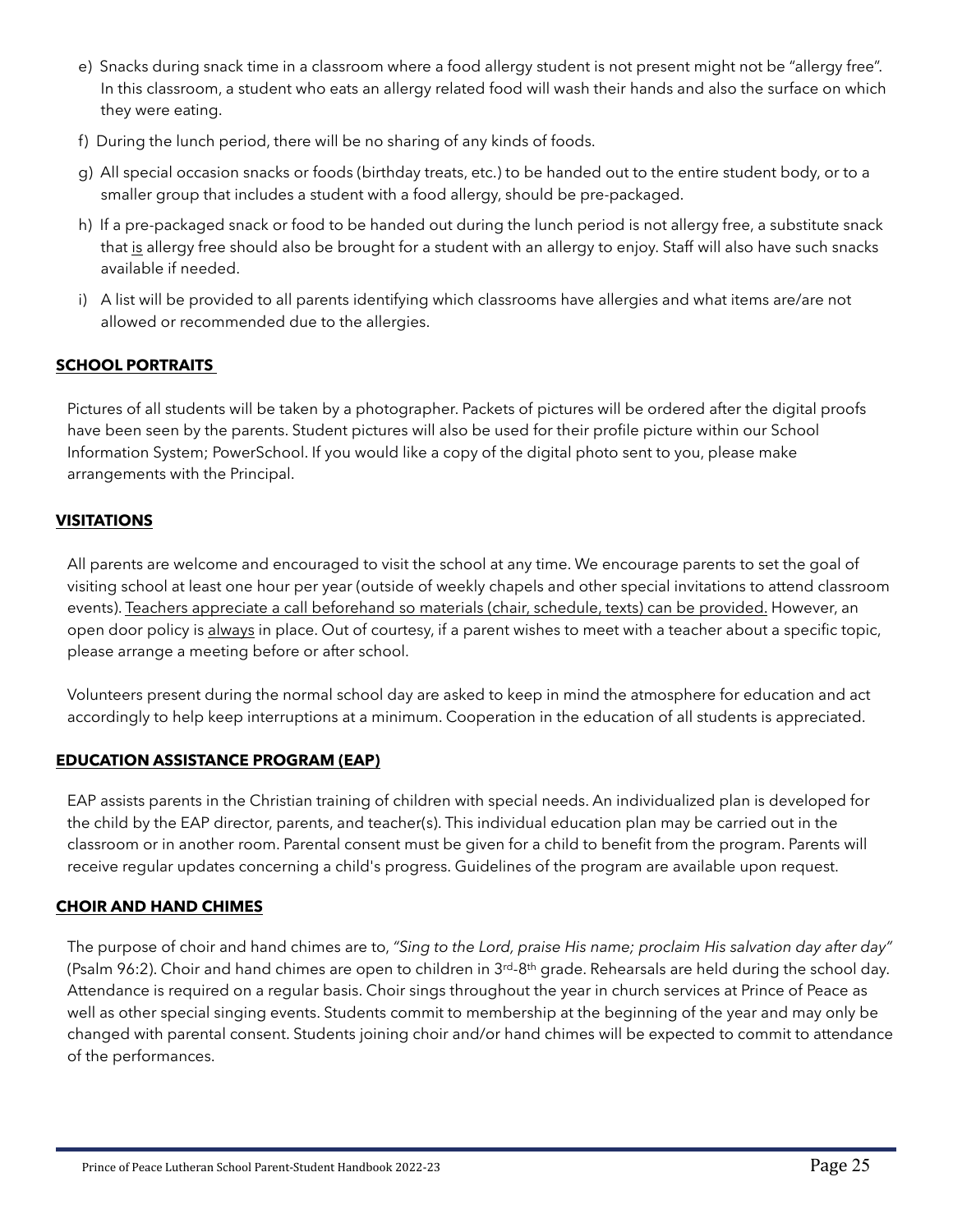e) Snacks during snack time in a classroom where a food allergy student is not present might not be "allergy free". In this classroom, a student who eats an allergy related food will wash their hands and also the surface on which they were eating.

f) During the lunch period, there will be no sharing of any kinds of foods.

g) All special occasion snacks or foods (birthday treats, etc.) to be handed out to the entire student body, or to a smaller group that includes a student with a food allergy, should be pre-packaged.

h) If a pre-packaged snack or food to be handed out during the lunch period is not allergy free, a substitute snack that <u>is</u> allergy free should also be brought for a student with an allergy to enjoy. Staff will also have such snacks available if needed.

i) A list will be provided to all parents identifying which classrooms have allergies and what items are/are not allowed or recommended due to the allergies.

## SCHOOL PORTRAITS

Pictures of all students will be taken by a photographer. Packets of pictures will be ordered after the digital proofs have been seen by the parents. Student pictures will also be used for their profile picture within our School Information System; PowerSchool. If you would like a copy of the digital photo sent to you, please make arrangements with the Principal.

## VISITATIONS

All parents are welcome and encouraged to visit the school at any time. We encourage parents to set the goal of visiting school at least one hour per year (outside of weekly chapels and other special invitations to attend classroom events). <u>Teachers appreciate a call beforehand so materials (chair, schedule, texts) can be provided.</u> However, an open door policy is <u>always</u> in place. Out of courtesy, if a parent wishes to meet with a teacher about a specific topic, please arrange a meeting before or after school.

Volunteers present during the normal school day are asked to keep in mind the atmosphere for education and act accordingly to help keep interruptions at a minimum. Cooperation in the education of all students is appreciated.

## EDUCATION ASSISTANCE PROGRAM (EAP)

EAP assists parents in the Christian training of children with special needs. An individualized plan is developed for the child by the EAP director, parents, and teacher(s). This individual education plan may be carried out in the classroom or in another room. Parental consent must be given for a child to benefit from the program. Parents will receive regular updates concerning a child's progress. Guidelines of the program are available upon request.

## CHOIR AND HAND CHIMES

The purpose of choir and hand chimes are to, *"Sing to the Lord, praise His name; proclaim His salvation day after day"* (Psalm 96:2). Choir and hand chimes are open to children in 3rd-8th grade. Rehearsals are held during the school day. Attendance is required on a regular basis. Choir sings throughout the year in church services at Prince of Peace as well as other special singing events. Students commit to membership at the beginning of the year and may only be changed with parental consent. Students joining choir and/or hand chimes will be expected to commit to attendance of the performances.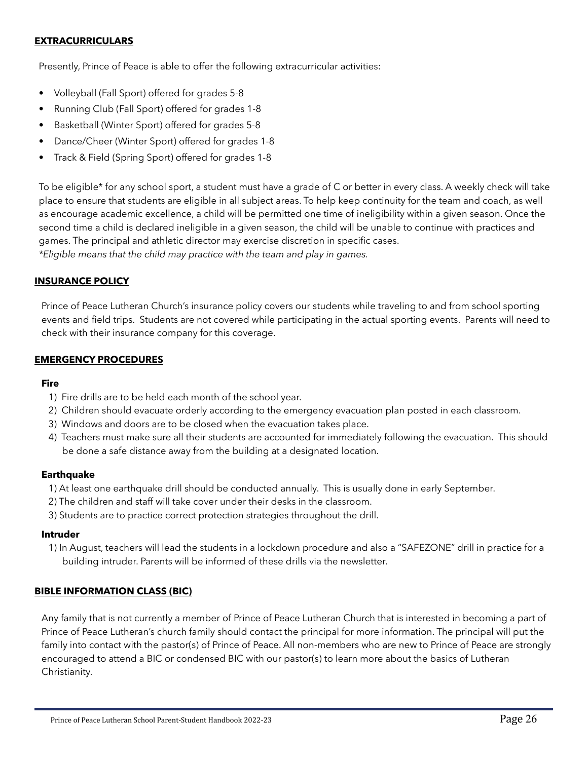## EXTRACURRICULARS

Presently, Prince of Peace is able to offer the following extracurricular activities:

- Volleyball (Fall Sport) offered for grades 5-8
- Running Club (Fall Sport) offered for grades 1-8
- Basketball (Winter Sport) offered for grades 5-8
- Dance/Cheer (Winter Sport) offered for grades 1-8
- Track & Field (Spring Sport) offered for grades 1-8

To be eligible* for any school sport, a student must have a grade of C or better in every class. A weekly check will take place to ensure that students are eligible in all subject areas. To help keep continuity for the team and coach, as well as encourage academic excellence, a child will be permitted one time of ineligibility within a given season. Once the second time a child is declared ineligible in a given season, the child will be unable to continue with practices and games. The principal and athletic director may exercise discretion in specific cases.
*\*Eligible means that the child may practice with the team and play in games.*

## INSURANCE POLICY

Prince of Peace Lutheran Church's insurance policy covers our students while traveling to and from school sporting events and field trips. Students are not covered while participating in the actual sporting events. Parents will need to check with their insurance company for this coverage.

## EMERGENCY PROCEDURES

### Fire

1) Fire drills are to be held each month of the school year.
2) Children should evacuate orderly according to the emergency evacuation plan posted in each classroom.
3) Windows and doors are to be closed when the evacuation takes place.
4) Teachers must make sure all their students are accounted for immediately following the evacuation. This should be done a safe distance away from the building at a designated location.

### Earthquake

1) At least one earthquake drill should be conducted annually. This is usually done in early September.
2) The children and staff will take cover under their desks in the classroom.
3) Students are to practice correct protection strategies throughout the drill.

### Intruder

1) In August, teachers will lead the students in a lockdown procedure and also a "SAFEZONE" drill in practice for a building intruder. Parents will be informed of these drills via the newsletter.

## BIBLE INFORMATION CLASS (BIC)

Any family that is not currently a member of Prince of Peace Lutheran Church that is interested in becoming a part of Prince of Peace Lutheran's church family should contact the principal for more information. The principal will put the family into contact with the pastor(s) of Prince of Peace. All non-members who are new to Prince of Peace are strongly encouraged to attend a BIC or condensed BIC with our pastor(s) to learn more about the basics of Lutheran Christianity.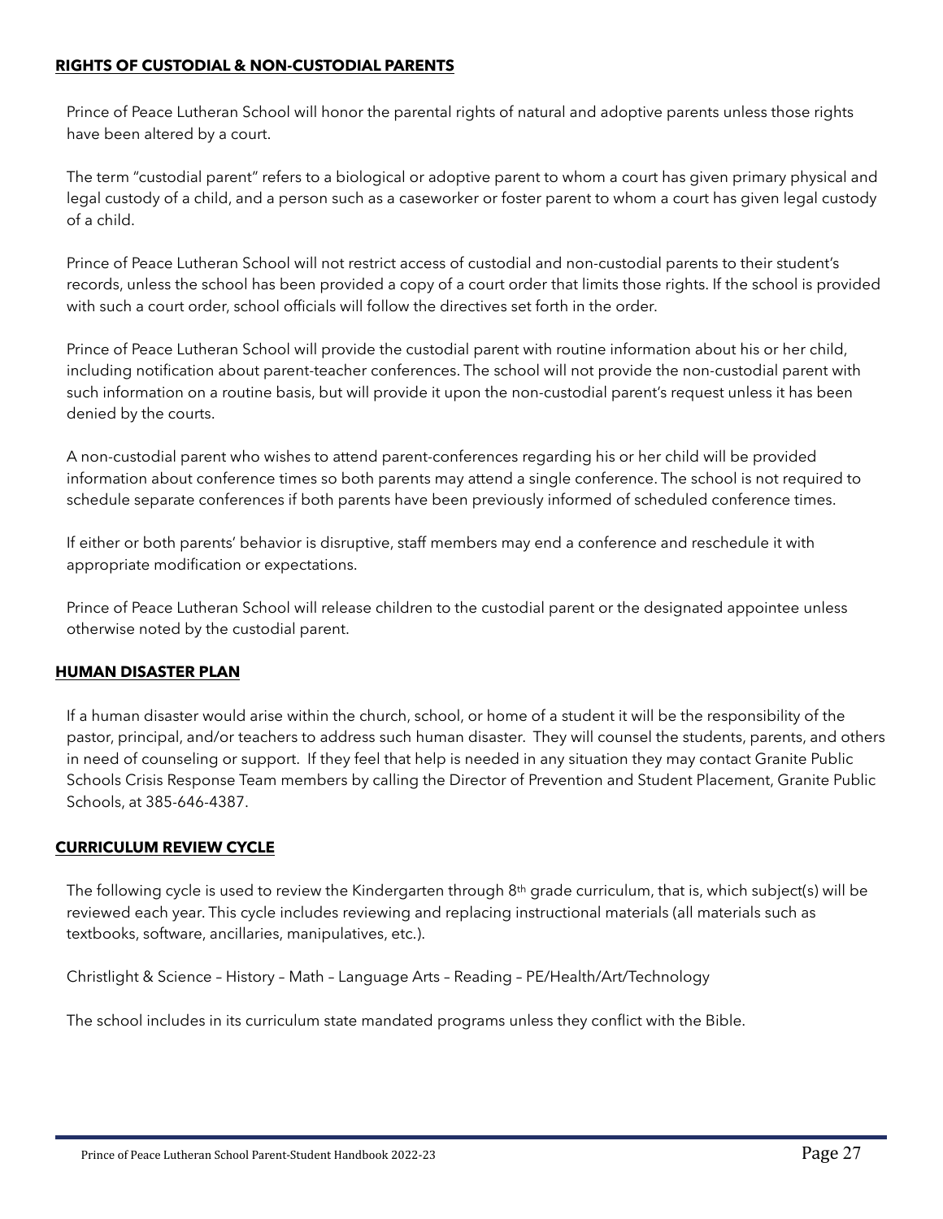## RIGHTS OF CUSTODIAL & NON-CUSTODIAL PARENTS

Prince of Peace Lutheran School will honor the parental rights of natural and adoptive parents unless those rights have been altered by a court.

The term "custodial parent" refers to a biological or adoptive parent to whom a court has given primary physical and legal custody of a child, and a person such as a caseworker or foster parent to whom a court has given legal custody of a child.

Prince of Peace Lutheran School will not restrict access of custodial and non-custodial parents to their student's records, unless the school has been provided a copy of a court order that limits those rights. If the school is provided with such a court order, school officials will follow the directives set forth in the order.

Prince of Peace Lutheran School will provide the custodial parent with routine information about his or her child, including notification about parent-teacher conferences. The school will not provide the non-custodial parent with such information on a routine basis, but will provide it upon the non-custodial parent's request unless it has been denied by the courts.

A non-custodial parent who wishes to attend parent-conferences regarding his or her child will be provided information about conference times so both parents may attend a single conference. The school is not required to schedule separate conferences if both parents have been previously informed of scheduled conference times.

If either or both parents' behavior is disruptive, staff members may end a conference and reschedule it with appropriate modification or expectations.

Prince of Peace Lutheran School will release children to the custodial parent or the designated appointee unless otherwise noted by the custodial parent.

## HUMAN DISASTER PLAN

If a human disaster would arise within the church, school, or home of a student it will be the responsibility of the pastor, principal, and/or teachers to address such human disaster. They will counsel the students, parents, and others in need of counseling or support. If they feel that help is needed in any situation they may contact Granite Public Schools Crisis Response Team members by calling the Director of Prevention and Student Placement, Granite Public Schools, at 385-646-4387.

## CURRICULUM REVIEW CYCLE

The following cycle is used to review the Kindergarten through 8th grade curriculum, that is, which subject(s) will be reviewed each year. This cycle includes reviewing and replacing instructional materials (all materials such as textbooks, software, ancillaries, manipulatives, etc.).

Christlight & Science – History – Math – Language Arts – Reading – PE/Health/Art/Technology

The school includes in its curriculum state mandated programs unless they conflict with the Bible.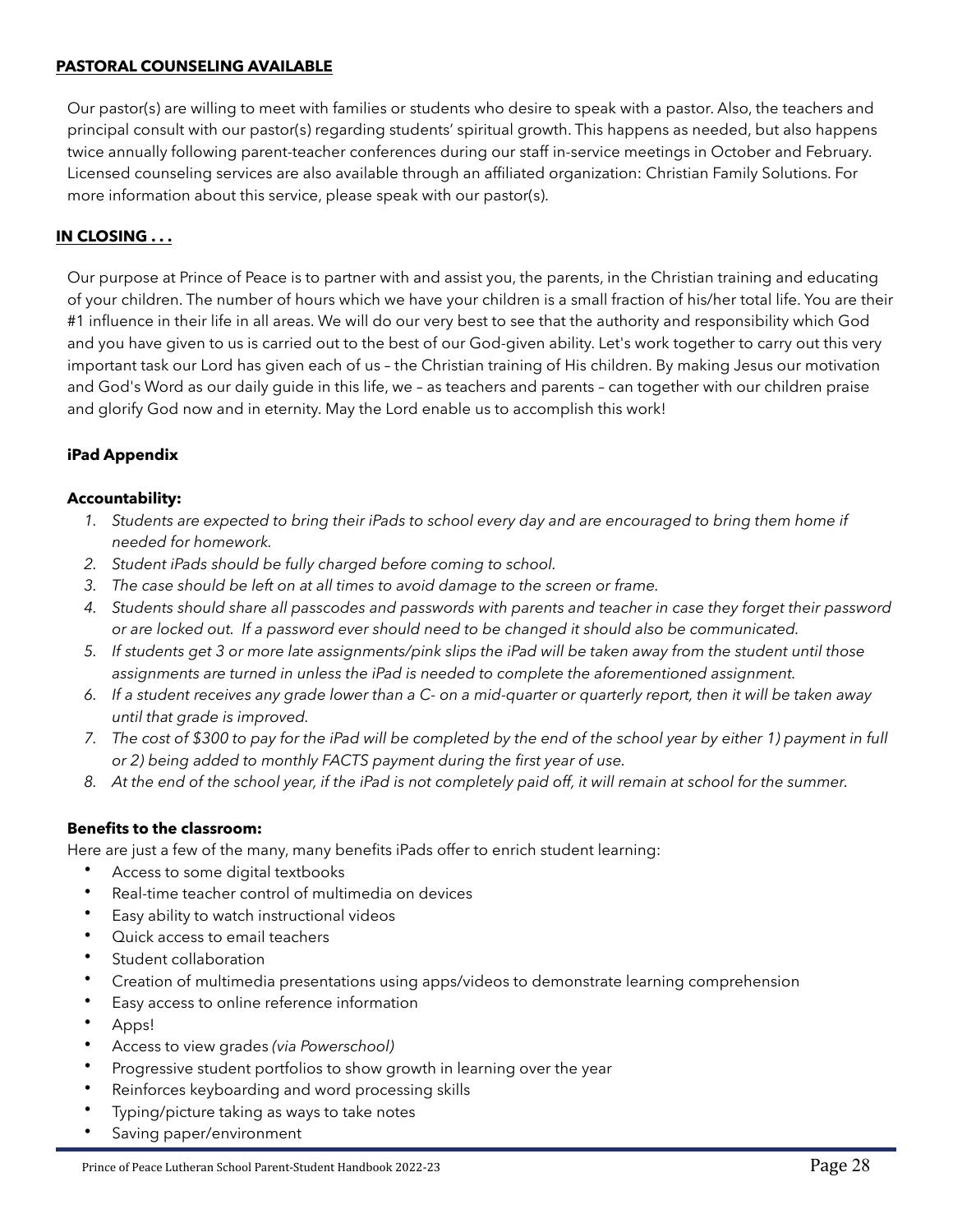## PASTORAL COUNSELING AVAILABLE

Our pastor(s) are willing to meet with families or students who desire to speak with a pastor. Also, the teachers and principal consult with our pastor(s) regarding students' spiritual growth. This happens as needed, but also happens twice annually following parent-teacher conferences during our staff in-service meetings in October and February. Licensed counseling services are also available through an affiliated organization: Christian Family Solutions. For more information about this service, please speak with our pastor(s).

## IN CLOSING . . .

Our purpose at Prince of Peace is to partner with and assist you, the parents, in the Christian training and educating of your children. The number of hours which we have your children is a small fraction of his/her total life. You are their #1 influence in their life in all areas. We will do our very best to see that the authority and responsibility which God and you have given to us is carried out to the best of our God-given ability. Let's work together to carry out this very important task our Lord has given each of us – the Christian training of His children. By making Jesus our motivation and God's Word as our daily guide in this life, we – as teachers and parents – can together with our children praise and glorify God now and in eternity. May the Lord enable us to accomplish this work!

### iPad Appendix

**Accountability:**

1. *Students are expected to bring their iPads to school every day and are encouraged to bring them home if needed for homework.*
2. *Student iPads should be fully charged before coming to school.*
3. *The case should be left on at all times to avoid damage to the screen or frame.*
4. *Students should share all passcodes and passwords with parents and teacher in case they forget their password or are locked out. If a password ever should need to be changed it should also be communicated.*
5. *If students get 3 or more late assignments/pink slips the iPad will be taken away from the student until those assignments are turned in unless the iPad is needed to complete the aforementioned assignment.*
6. *If a student receives any grade lower than a C- on a mid-quarter or quarterly report, then it will be taken away until that grade is improved.*
7. *The cost of $300 to pay for the iPad will be completed by the end of the school year by either 1) payment in full or 2) being added to monthly FACTS payment during the first year of use.*
8. *At the end of the school year, if the iPad is not completely paid off, it will remain at school for the summer.*

**Benefits to the classroom:**

Here are just a few of the many, many benefits iPads offer to enrich student learning:

- Access to some digital textbooks
- Real-time teacher control of multimedia on devices
- Easy ability to watch instructional videos
- Quick access to email teachers
- Student collaboration
- Creation of multimedia presentations using apps/videos to demonstrate learning comprehension
- Easy access to online reference information
- Apps!
- Access to view grades *(via Powerschool)*
- Progressive student portfolios to show growth in learning over the year
- Reinforces keyboarding and word processing skills
- Typing/picture taking as ways to take notes
- Saving paper/environment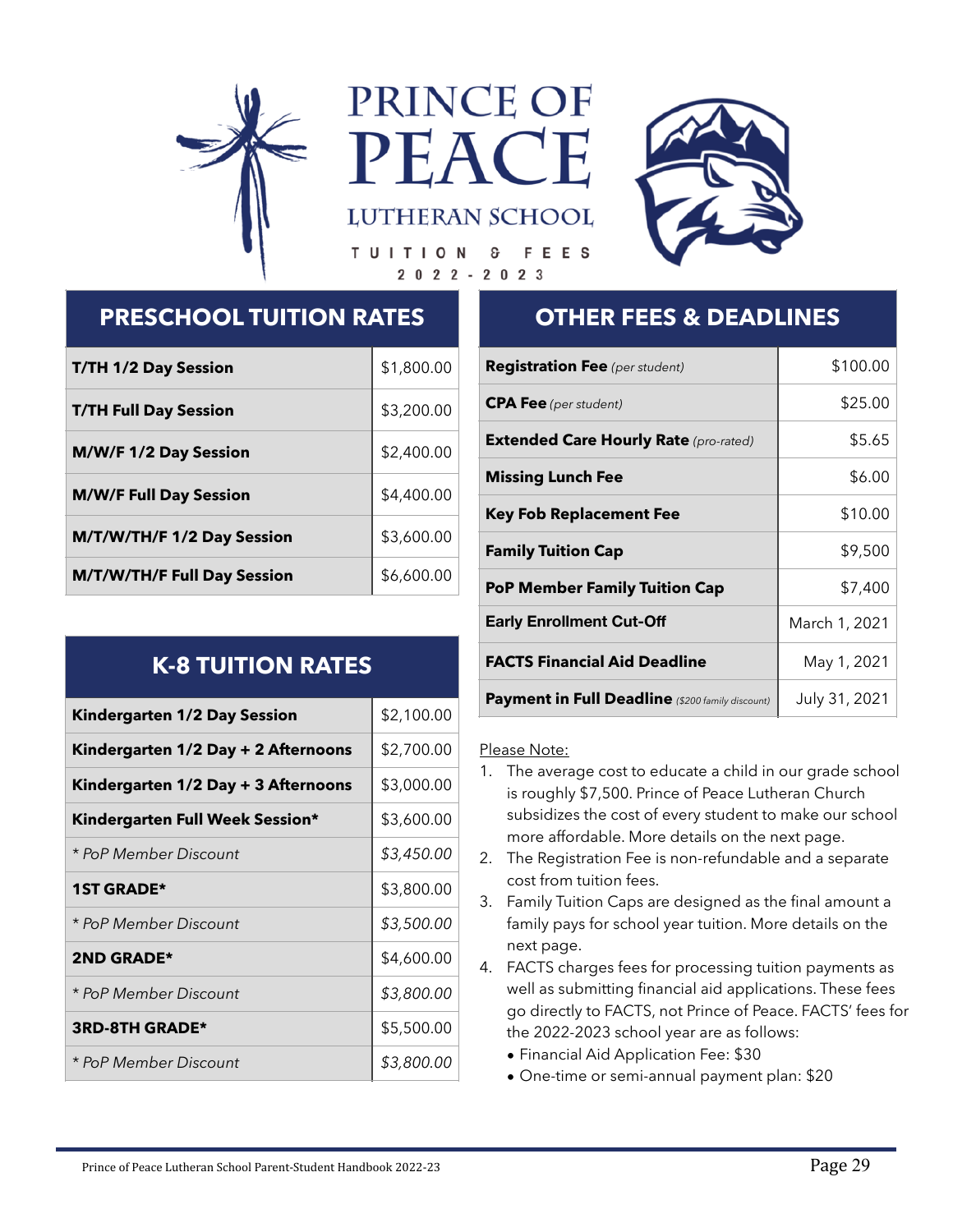# PRINCE OF PEACE LUTHERAN SCHOOL

TUITION & FEES
2022-2023

## PRESCHOOL TUITION RATES

| Session | Rate |
|---|---|
| **T/TH 1/2 Day Session** | $1,800.00 |
| **T/TH Full Day Session** | $3,200.00 |
| **M/W/F 1/2 Day Session** | $2,400.00 |
| **M/W/F Full Day Session** | $4,400.00 |
| **M/T/W/TH/F 1/2 Day Session** | $3,600.00 |
| **M/T/W/TH/F Full Day Session** | $6,600.00 |

## K-8 TUITION RATES

| Grade | Rate |
|---|---|
| **Kindergarten 1/2 Day Session** | $2,100.00 |
| **Kindergarten 1/2 Day + 2 Afternoons** | $2,700.00 |
| **Kindergarten 1/2 Day + 3 Afternoons** | $3,000.00 |
| **Kindergarten Full Week Session*** | $3,600.00 |
| *\* PoP Member Discount* | *$3,450.00* |
| **1ST GRADE*** | $3,800.00 |
| *\* PoP Member Discount* | *$3,500.00* |
| **2ND GRADE*** | $4,600.00 |
| *\* PoP Member Discount* | *$3,800.00* |
| **3RD-8TH GRADE*** | $5,500.00 |
| *\* PoP Member Discount* | *$3,800.00* |

## OTHER FEES & DEADLINES

| Fee / Deadline | Amount / Date |
|---|---|
| **Registration Fee** *(per student)* | $100.00 |
| **CPA Fee** *(per student)* | $25.00 |
| **Extended Care Hourly Rate** *(pro-rated)* | $5.65 |
| **Missing Lunch Fee** | $6.00 |
| **Key Fob Replacement Fee** | $10.00 |
| **Family Tuition Cap** | $9,500 |
| **PoP Member Family Tuition Cap** | $7,400 |
| **Early Enrollment Cut-Off** | March 1, 2021 |
| **FACTS Financial Aid Deadline** | May 1, 2021 |
| **Payment in Full Deadline** *($200 family discount)* | July 31, 2021 |

Please Note:

1. The average cost to educate a child in our grade school is roughly $7,500. Prince of Peace Lutheran Church subsidizes the cost of every student to make our school more affordable. More details on the next page.
2. The Registration Fee is non-refundable and a separate cost from tuition fees.
3. Family Tuition Caps are designed as the final amount a family pays for school year tuition. More details on the next page.
4. FACTS charges fees for processing tuition payments as well as submitting financial aid applications. These fees go directly to FACTS, not Prince of Peace. FACTS' fees for the 2022-2023 school year are as follows:
   - Financial Aid Application Fee: $30
   - One-time or semi-annual payment plan: $20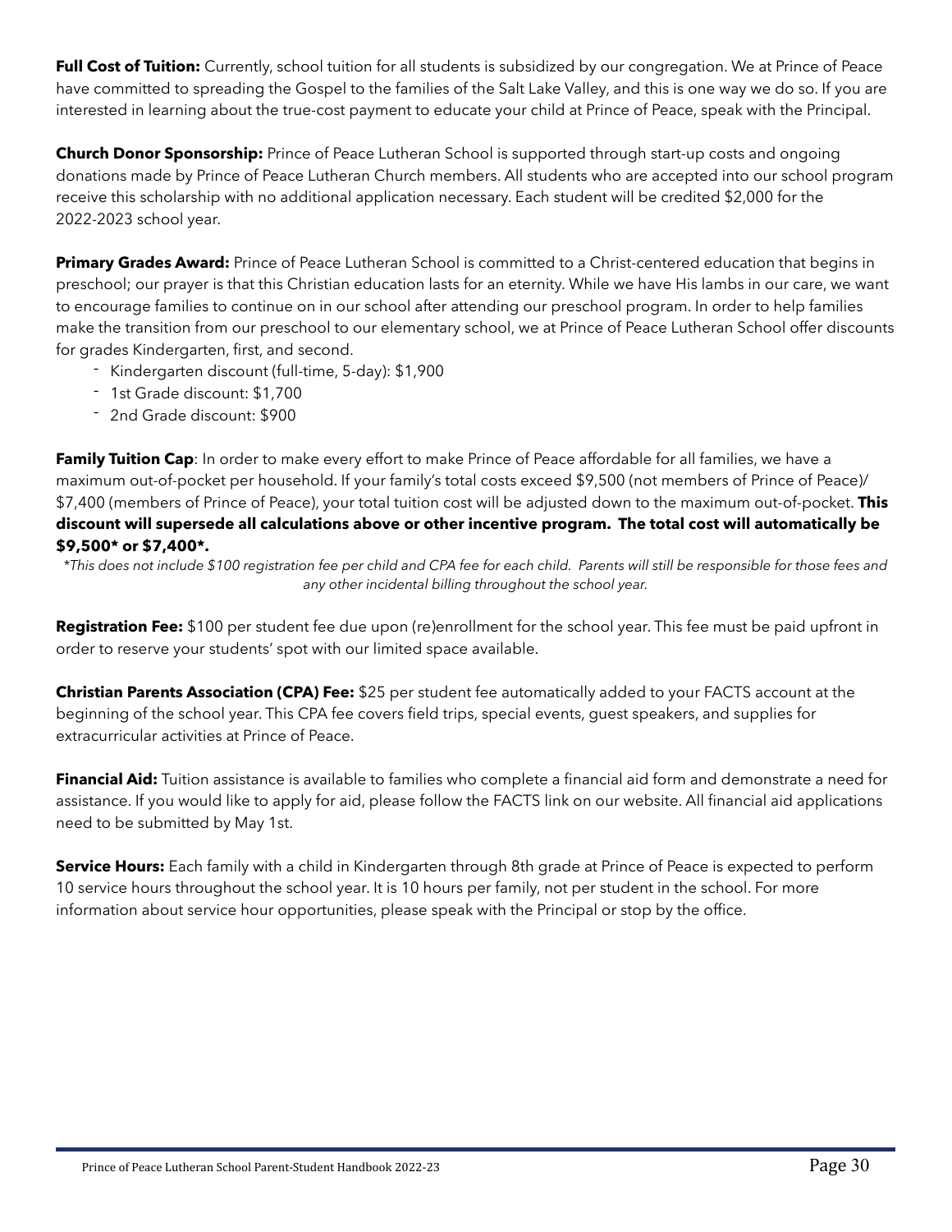**Full Cost of Tuition:** Currently, school tuition for all students is subsidized by our congregation. We at Prince of Peace have committed to spreading the Gospel to the families of the Salt Lake Valley, and this is one way we do so. If you are interested in learning about the true-cost payment to educate your child at Prince of Peace, speak with the Principal.

**Church Donor Sponsorship:** Prince of Peace Lutheran School is supported through start-up costs and ongoing donations made by Prince of Peace Lutheran Church members. All students who are accepted into our school program receive this scholarship with no additional application necessary. Each student will be credited $2,000 for the 2022-2023 school year.

**Primary Grades Award:** Prince of Peace Lutheran School is committed to a Christ-centered education that begins in preschool; our prayer is that this Christian education lasts for an eternity. While we have His lambs in our care, we want to encourage families to continue on in our school after attending our preschool program. In order to help families make the transition from our preschool to our elementary school, we at Prince of Peace Lutheran School offer discounts for grades Kindergarten, first, and second.

- Kindergarten discount (full-time, 5-day): $1,900
- 1st Grade discount: $1,700
- 2nd Grade discount: $900

**Family Tuition Cap**: In order to make every effort to make Prince of Peace affordable for all families, we have a maximum out-of-pocket per household. If your family's total costs exceed $9,500 (not members of Prince of Peace)/ $7,400 (members of Prince of Peace), your total tuition cost will be adjusted down to the maximum out-of-pocket. **This discount will supersede all calculations above or other incentive program. The total cost will automatically be $9,500* or $7,400*.**

*\*This does not include $100 registration fee per child and CPA fee for each child. Parents will still be responsible for those fees and any other incidental billing throughout the school year.*

**Registration Fee:** $100 per student fee due upon (re)enrollment for the school year. This fee must be paid upfront in order to reserve your students' spot with our limited space available.

**Christian Parents Association (CPA) Fee:** $25 per student fee automatically added to your FACTS account at the beginning of the school year. This CPA fee covers field trips, special events, guest speakers, and supplies for extracurricular activities at Prince of Peace.

**Financial Aid:** Tuition assistance is available to families who complete a financial aid form and demonstrate a need for assistance. If you would like to apply for aid, please follow the FACTS link on our website. All financial aid applications need to be submitted by May 1st.

**Service Hours:** Each family with a child in Kindergarten through 8th grade at Prince of Peace is expected to perform 10 service hours throughout the school year. It is 10 hours per family, not per student in the school. For more information about service hour opportunities, please speak with the Principal or stop by the office.